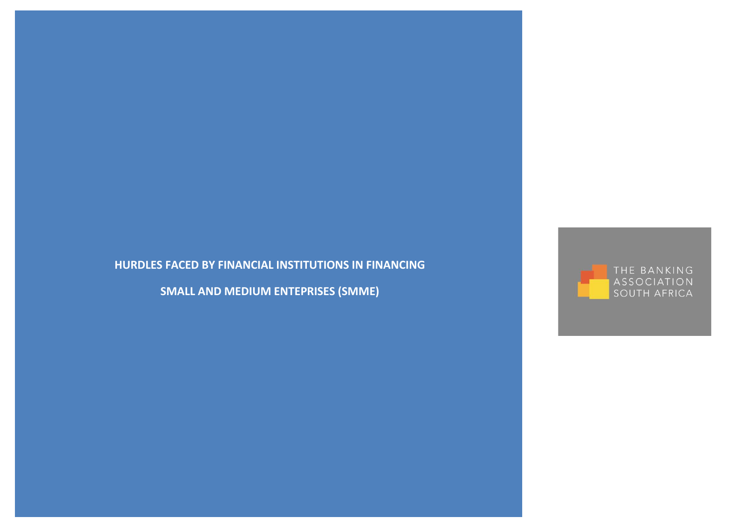# HURDLES FACED BY FINANCIAL INSTITUTIONS IN FINANCING SMALL AND MEDIUM ENTEPRISES (SMME)

THE BANKING ASSOCIATION SOUTH AFRICA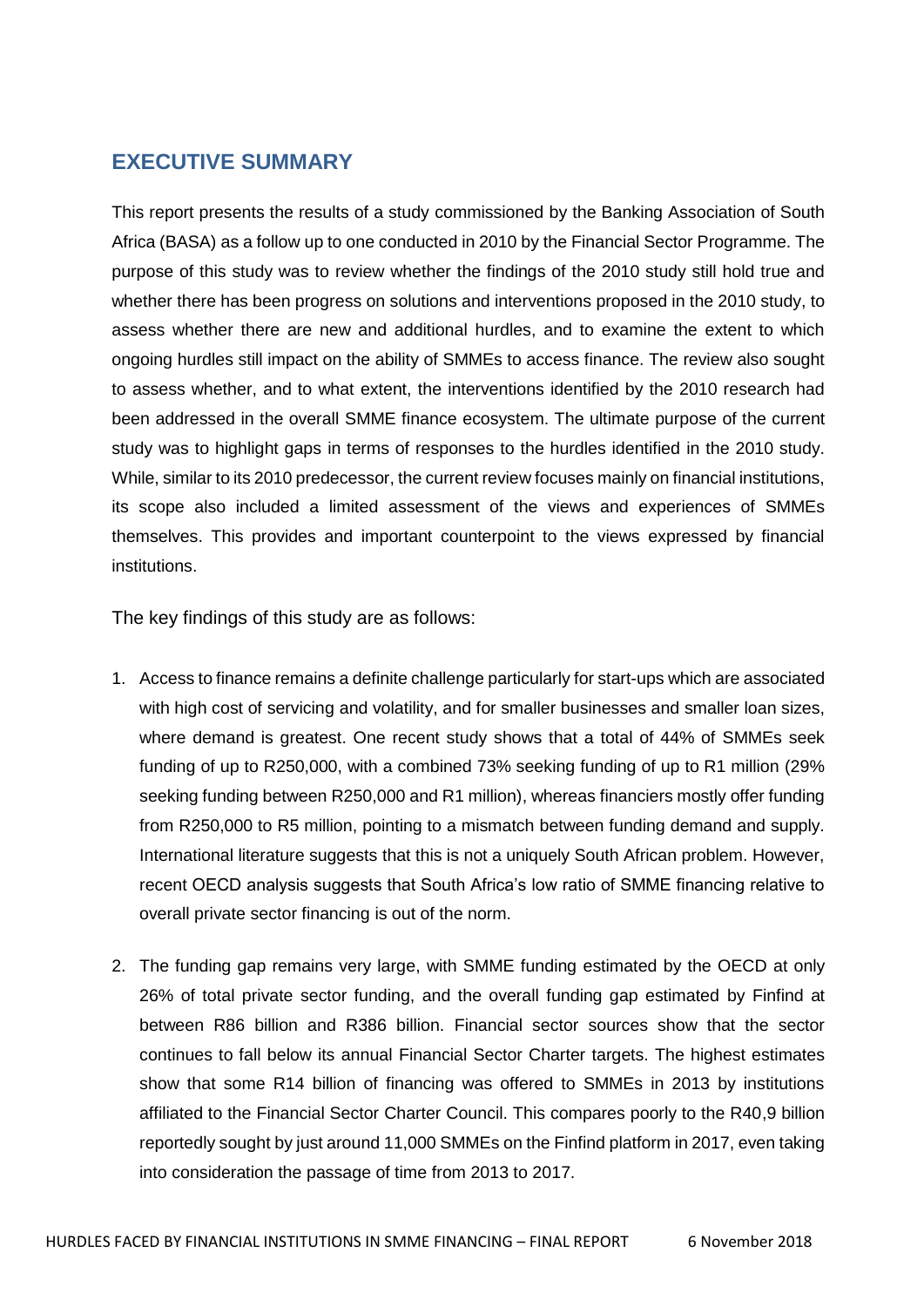## EXECUTIVE SUMMARY

This report presents the results of a study commissioned by the Banking Association of South Africa (BASA) as a follow up to one conducted in 2010 by the Financial Sector Programme. The purpose of this study was to review whether the findings of the 2010 study still hold true and whether there has been progress on solutions and interventions proposed in the 2010 study, to assess whether there are new and additional hurdles, and to examine the extent to which ongoing hurdles still impact on the ability of SMMEs to access finance. The review also sought to assess whether, and to what extent, the interventions identified by the 2010 research had been addressed in the overall SMME finance ecosystem. The ultimate purpose of the current study was to highlight gaps in terms of responses to the hurdles identified in the 2010 study. While, similar to its 2010 predecessor, the current review focuses mainly on financial institutions, its scope also included a limited assessment of the views and experiences of SMMEs themselves. This provides and important counterpoint to the views expressed by financial institutions.

The key findings of this study are as follows:

1. Access to finance remains a definite challenge particularly for start-ups which are associated with high cost of servicing and volatility, and for smaller businesses and smaller loan sizes, where demand is greatest. One recent study shows that a total of 44% of SMMEs seek funding of up to R250,000, with a combined 73% seeking funding of up to R1 million (29% seeking funding between R250,000 and R1 million), whereas financiers mostly offer funding from R250,000 to R5 million, pointing to a mismatch between funding demand and supply. International literature suggests that this is not a uniquely South African problem. However, recent OECD analysis suggests that South Africa's low ratio of SMME financing relative to overall private sector financing is out of the norm.

2. The funding gap remains very large, with SMME funding estimated by the OECD at only 26% of total private sector funding, and the overall funding gap estimated by Finfind at between R86 billion and R386 billion. Financial sector sources show that the sector continues to fall below its annual Financial Sector Charter targets. The highest estimates show that some R14 billion of financing was offered to SMMEs in 2013 by institutions affiliated to the Financial Sector Charter Council. This compares poorly to the R40,9 billion reportedly sought by just around 11,000 SMMEs on the Finfind platform in 2017, even taking into consideration the passage of time from 2013 to 2017.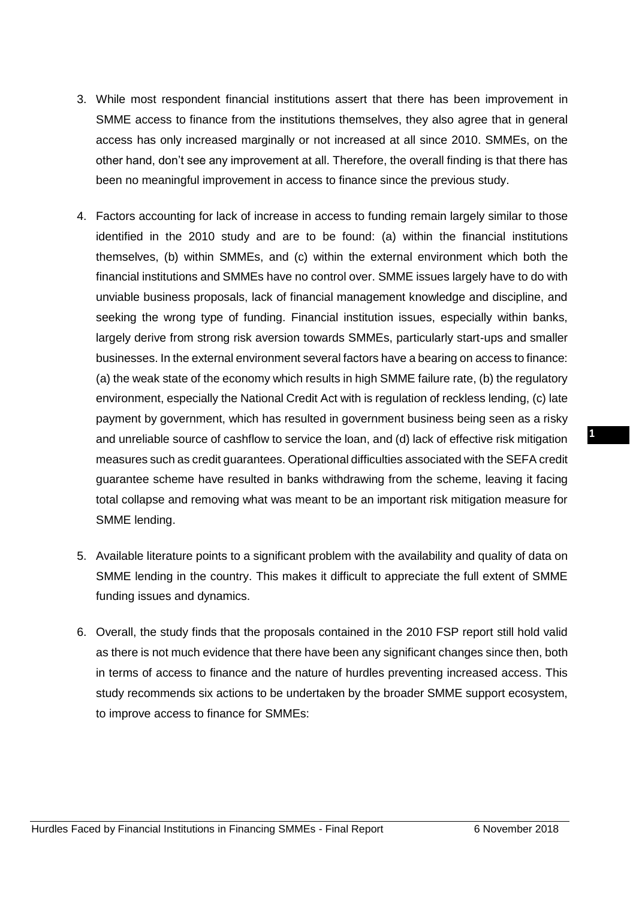3. While most respondent financial institutions assert that there has been improvement in SMME access to finance from the institutions themselves, they also agree that in general access has only increased marginally or not increased at all since 2010. SMMEs, on the other hand, don't see any improvement at all. Therefore, the overall finding is that there has been no meaningful improvement in access to finance since the previous study.

4. Factors accounting for lack of increase in access to funding remain largely similar to those identified in the 2010 study and are to be found: (a) within the financial institutions themselves, (b) within SMMEs, and (c) within the external environment which both the financial institutions and SMMEs have no control over. SMME issues largely have to do with unviable business proposals, lack of financial management knowledge and discipline, and seeking the wrong type of funding. Financial institution issues, especially within banks, largely derive from strong risk aversion towards SMMEs, particularly start-ups and smaller businesses. In the external environment several factors have a bearing on access to finance: (a) the weak state of the economy which results in high SMME failure rate, (b) the regulatory environment, especially the National Credit Act with is regulation of reckless lending, (c) late payment by government, which has resulted in government business being seen as a risky and unreliable source of cashflow to service the loan, and (d) lack of effective risk mitigation measures such as credit guarantees. Operational difficulties associated with the SEFA credit guarantee scheme have resulted in banks withdrawing from the scheme, leaving it facing total collapse and removing what was meant to be an important risk mitigation measure for SMME lending.

5. Available literature points to a significant problem with the availability and quality of data on SMME lending in the country. This makes it difficult to appreciate the full extent of SMME funding issues and dynamics.

6. Overall, the study finds that the proposals contained in the 2010 FSP report still hold valid as there is not much evidence that there have been any significant changes since then, both in terms of access to finance and the nature of hurdles preventing increased access. This study recommends six actions to be undertaken by the broader SMME support ecosystem, to improve access to finance for SMMEs: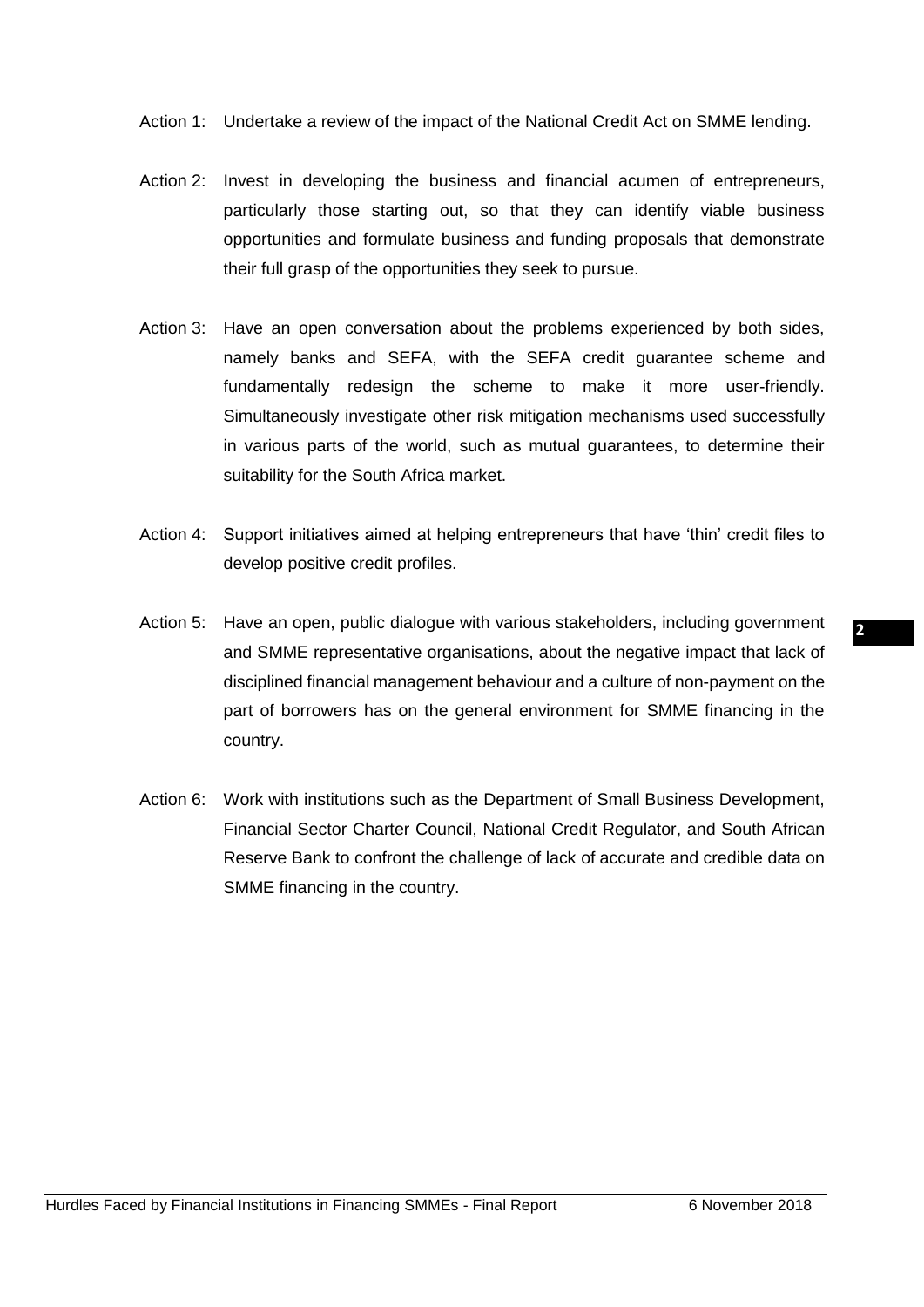Action 1: Undertake a review of the impact of the National Credit Act on SMME lending.

Action 2: Invest in developing the business and financial acumen of entrepreneurs, particularly those starting out, so that they can identify viable business opportunities and formulate business and funding proposals that demonstrate their full grasp of the opportunities they seek to pursue.

Action 3: Have an open conversation about the problems experienced by both sides, namely banks and SEFA, with the SEFA credit guarantee scheme and fundamentally redesign the scheme to make it more user-friendly. Simultaneously investigate other risk mitigation mechanisms used successfully in various parts of the world, such as mutual guarantees, to determine their suitability for the South Africa market.

Action 4: Support initiatives aimed at helping entrepreneurs that have 'thin' credit files to develop positive credit profiles.

Action 5: Have an open, public dialogue with various stakeholders, including government and SMME representative organisations, about the negative impact that lack of disciplined financial management behaviour and a culture of non-payment on the part of borrowers has on the general environment for SMME financing in the country.

Action 6: Work with institutions such as the Department of Small Business Development, Financial Sector Charter Council, National Credit Regulator, and South African Reserve Bank to confront the challenge of lack of accurate and credible data on SMME financing in the country.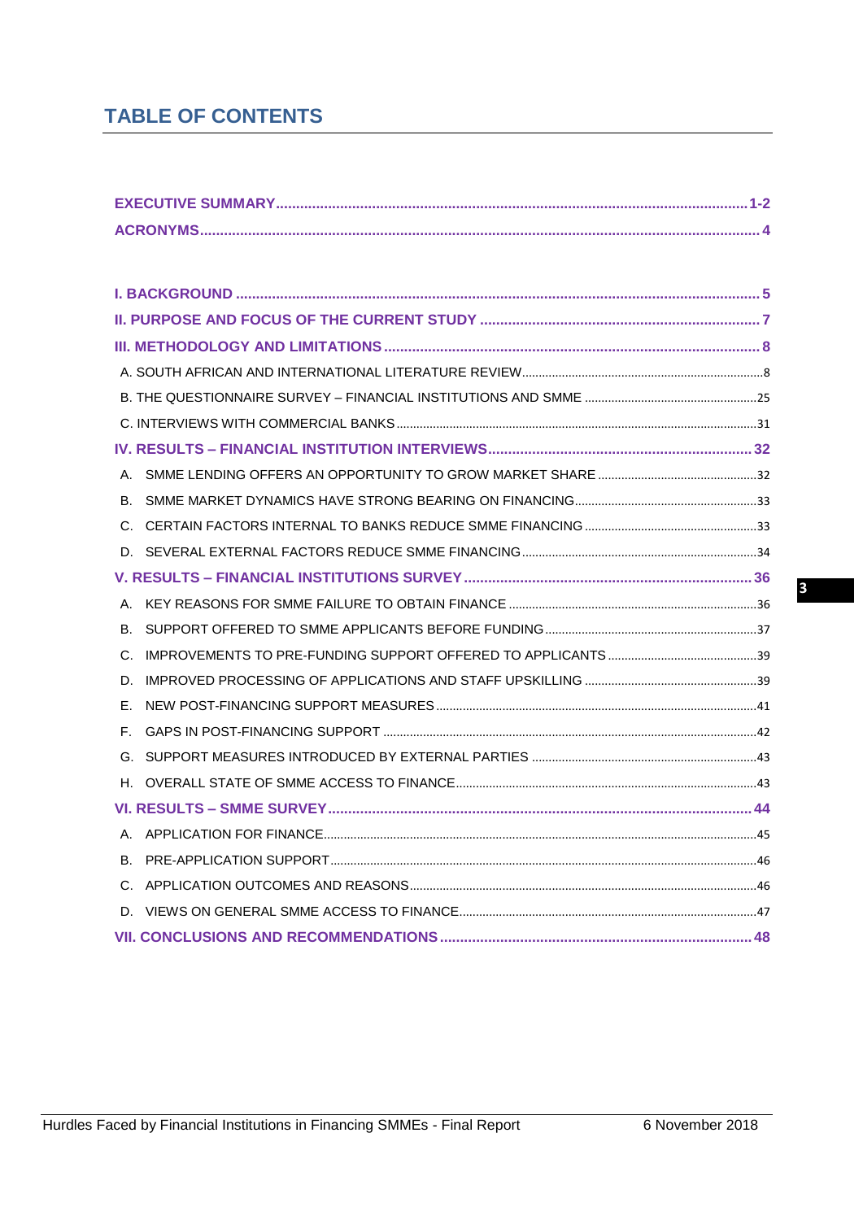# TABLE OF CONTENTS

EXECUTIVE SUMMARY....................1-2
ACRONYMS....................4

I. BACKGROUND....................5
II. PURPOSE AND FOCUS OF THE CURRENT STUDY....................7
III. METHODOLOGY AND LIMITATIONS....................8
- A. SOUTH AFRICAN AND INTERNATIONAL LITERATURE REVIEW....................8
- B. THE QUESTIONNAIRE SURVEY – FINANCIAL INSTITUTIONS AND SMME....................25
- C. INTERVIEWS WITH COMMERCIAL BANKS....................31

IV. RESULTS – FINANCIAL INSTITUTION INTERVIEWS....................32
- A. SMME LENDING OFFERS AN OPPORTUNITY TO GROW MARKET SHARE....................32
- B. SMME MARKET DYNAMICS HAVE STRONG BEARING ON FINANCING....................33
- C. CERTAIN FACTORS INTERNAL TO BANKS REDUCE SMME FINANCING....................33
- D. SEVERAL EXTERNAL FACTORS REDUCE SMME FINANCING....................34

V. RESULTS – FINANCIAL INSTITUTIONS SURVEY....................36
- A. KEY REASONS FOR SMME FAILURE TO OBTAIN FINANCE....................36
- B. SUPPORT OFFERED TO SMME APPLICANTS BEFORE FUNDING....................37
- C. IMPROVEMENTS TO PRE-FUNDING SUPPORT OFFERED TO APPLICANTS....................39
- D. IMPROVED PROCESSING OF APPLICATIONS AND STAFF UPSKILLING....................39
- E. NEW POST-FINANCING SUPPORT MEASURES....................41
- F. GAPS IN POST-FINANCING SUPPORT....................42
- G. SUPPORT MEASURES INTRODUCED BY EXTERNAL PARTIES....................43
- H. OVERALL STATE OF SMME ACCESS TO FINANCE....................43

VI. RESULTS – SMME SURVEY....................44
- A. APPLICATION FOR FINANCE....................45
- B. PRE-APPLICATION SUPPORT....................46
- C. APPLICATION OUTCOMES AND REASONS....................46
- D. VIEWS ON GENERAL SMME ACCESS TO FINANCE....................47

VII. CONCLUSIONS AND RECOMMENDATIONS....................48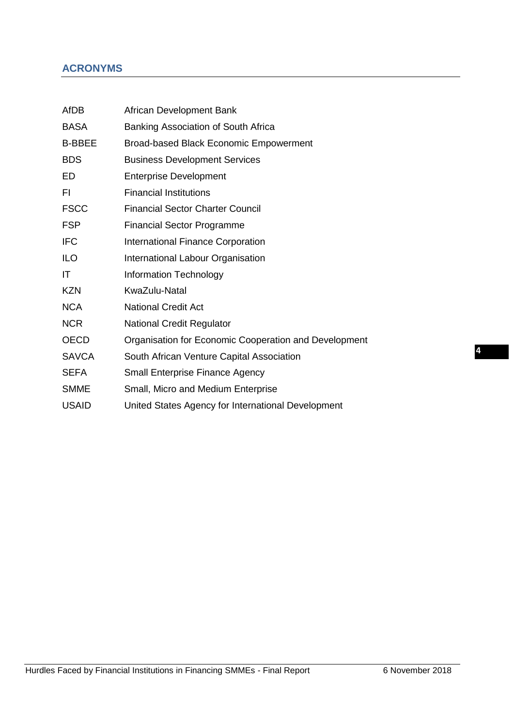## ACRONYMS

| | |
|---|---|
| AfDB | African Development Bank |
| BASA | Banking Association of South Africa |
| B-BBEE | Broad-based Black Economic Empowerment |
| BDS | Business Development Services |
| ED | Enterprise Development |
| FI | Financial Institutions |
| FSCC | Financial Sector Charter Council |
| FSP | Financial Sector Programme |
| IFC | International Finance Corporation |
| ILO | International Labour Organisation |
| IT | Information Technology |
| KZN | KwaZulu-Natal |
| NCA | National Credit Act |
| NCR | National Credit Regulator |
| OECD | Organisation for Economic Cooperation and Development |
| SAVCA | South African Venture Capital Association |
| SEFA | Small Enterprise Finance Agency |
| SMME | Small, Micro and Medium Enterprise |
| USAID | United States Agency for International Development |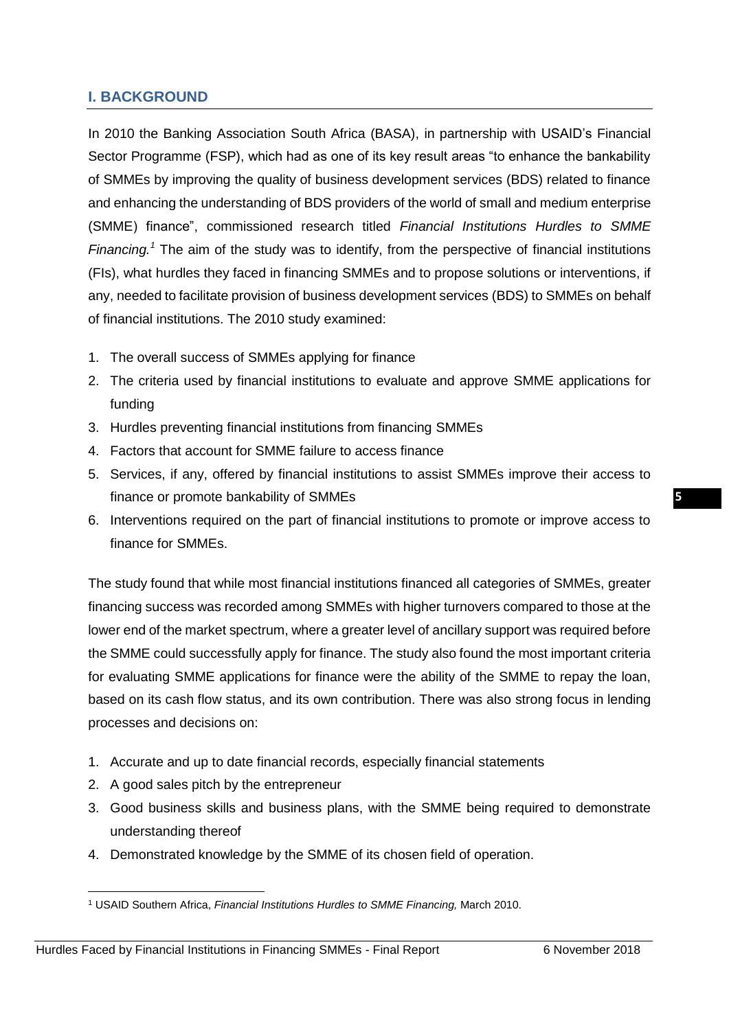## I. BACKGROUND

In 2010 the Banking Association South Africa (BASA), in partnership with USAID's Financial Sector Programme (FSP), which had as one of its key result areas "to enhance the bankability of SMMEs by improving the quality of business development services (BDS) related to finance and enhancing the understanding of BDS providers of the world of small and medium enterprise (SMME) finance", commissioned research titled *Financial Institutions Hurdles to SMME Financing.*[1] The aim of the study was to identify, from the perspective of financial institutions (FIs), what hurdles they faced in financing SMMEs and to propose solutions or interventions, if any, needed to facilitate provision of business development services (BDS) to SMMEs on behalf of financial institutions. The 2010 study examined:

1. The overall success of SMMEs applying for finance
2. The criteria used by financial institutions to evaluate and approve SMME applications for funding
3. Hurdles preventing financial institutions from financing SMMEs
4. Factors that account for SMME failure to access finance
5. Services, if any, offered by financial institutions to assist SMMEs improve their access to finance or promote bankability of SMMEs
6. Interventions required on the part of financial institutions to promote or improve access to finance for SMMEs.

The study found that while most financial institutions financed all categories of SMMEs, greater financing success was recorded among SMMEs with higher turnovers compared to those at the lower end of the market spectrum, where a greater level of ancillary support was required before the SMME could successfully apply for finance. The study also found the most important criteria for evaluating SMME applications for finance were the ability of the SMME to repay the loan, based on its cash flow status, and its own contribution. There was also strong focus in lending processes and decisions on:

1. Accurate and up to date financial records, especially financial statements
2. A good sales pitch by the entrepreneur
3. Good business skills and business plans, with the SMME being required to demonstrate understanding thereof
4. Demonstrated knowledge by the SMME of its chosen field of operation.

---

[1] USAID Southern Africa, *Financial Institutions Hurdles to SMME Financing,* March 2010.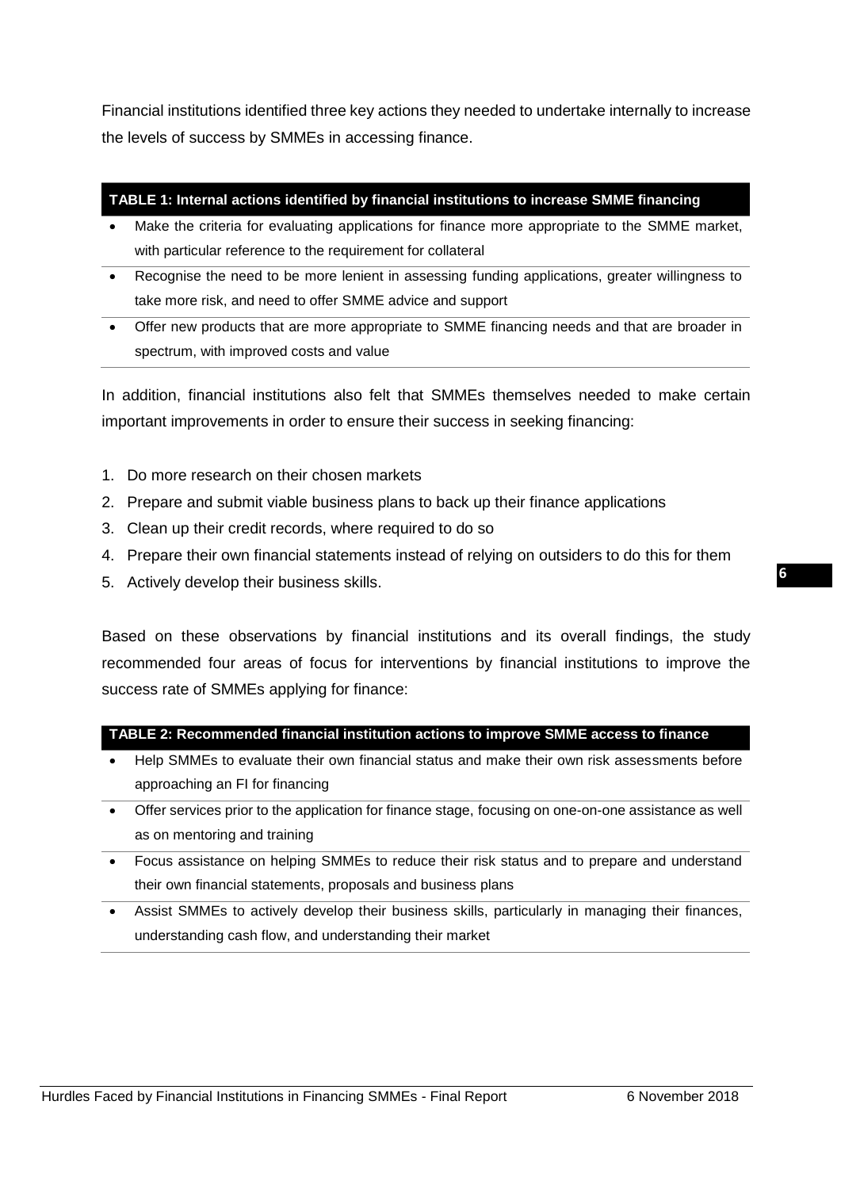Financial institutions identified three key actions they needed to undertake internally to increase the levels of success by SMMEs in accessing finance.

| TABLE 1: Internal actions identified by financial institutions to increase SMME financing |
|---|
| • Make the criteria for evaluating applications for finance more appropriate to the SMME market, with particular reference to the requirement for collateral |
| • Recognise the need to be more lenient in assessing funding applications, greater willingness to take more risk, and need to offer SMME advice and support |
| • Offer new products that are more appropriate to SMME financing needs and that are broader in spectrum, with improved costs and value |

In addition, financial institutions also felt that SMMEs themselves needed to make certain important improvements in order to ensure their success in seeking financing:

1. Do more research on their chosen markets
2. Prepare and submit viable business plans to back up their finance applications
3. Clean up their credit records, where required to do so
4. Prepare their own financial statements instead of relying on outsiders to do this for them
5. Actively develop their business skills.

Based on these observations by financial institutions and its overall findings, the study recommended four areas of focus for interventions by financial institutions to improve the success rate of SMMEs applying for finance:

| TABLE 2: Recommended financial institution actions to improve SMME access to finance |
|---|
| • Help SMMEs to evaluate their own financial status and make their own risk assessments before approaching an FI for financing |
| • Offer services prior to the application for finance stage, focusing on one-on-one assistance as well as on mentoring and training |
| • Focus assistance on helping SMMEs to reduce their risk status and to prepare and understand their own financial statements, proposals and business plans |
| • Assist SMMEs to actively develop their business skills, particularly in managing their finances, understanding cash flow, and understanding their market |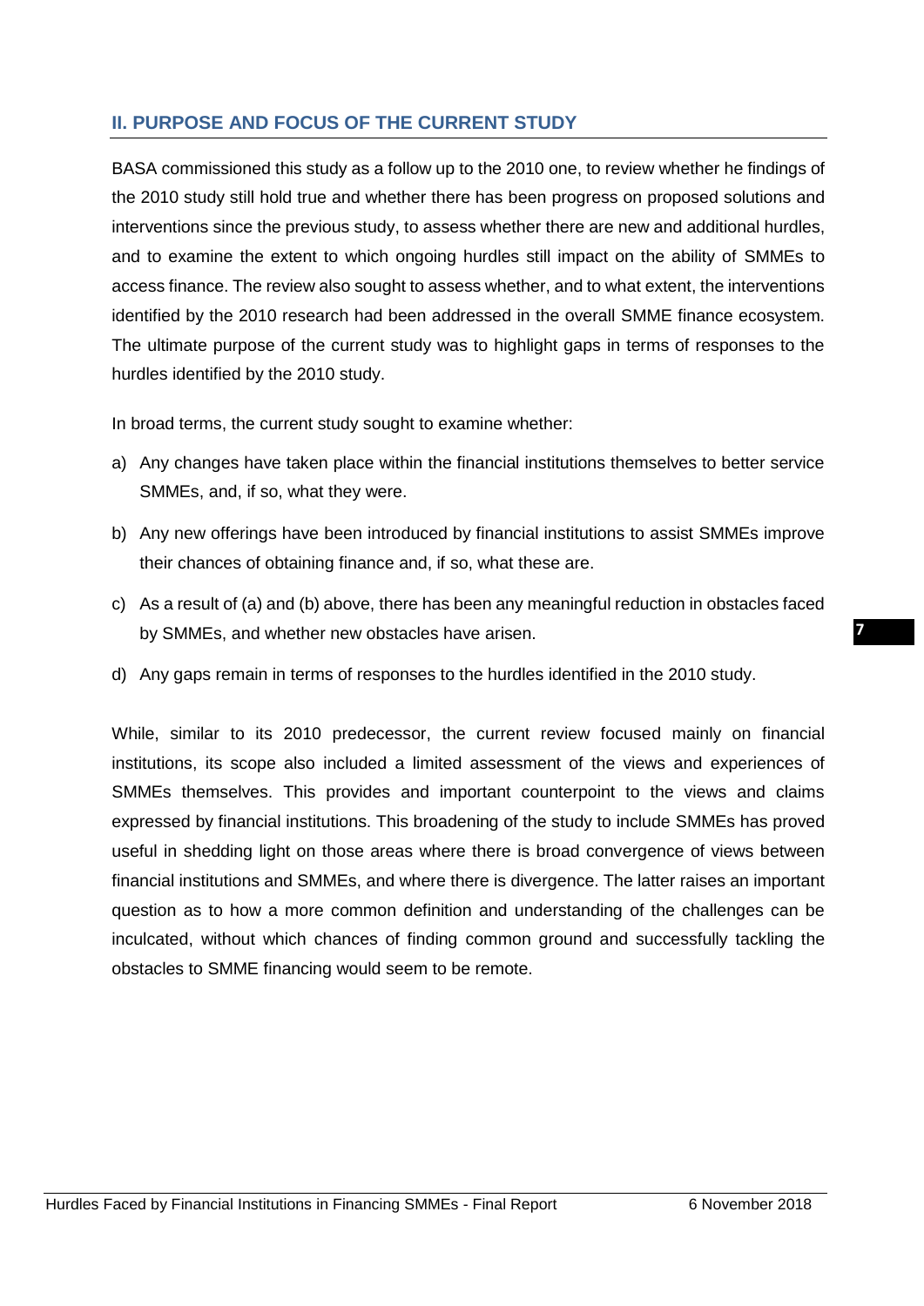## II. PURPOSE AND FOCUS OF THE CURRENT STUDY

BASA commissioned this study as a follow up to the 2010 one, to review whether he findings of the 2010 study still hold true and whether there has been progress on proposed solutions and interventions since the previous study, to assess whether there are new and additional hurdles, and to examine the extent to which ongoing hurdles still impact on the ability of SMMEs to access finance. The review also sought to assess whether, and to what extent, the interventions identified by the 2010 research had been addressed in the overall SMME finance ecosystem. The ultimate purpose of the current study was to highlight gaps in terms of responses to the hurdles identified by the 2010 study.

In broad terms, the current study sought to examine whether:

a) Any changes have taken place within the financial institutions themselves to better service SMMEs, and, if so, what they were.

b) Any new offerings have been introduced by financial institutions to assist SMMEs improve their chances of obtaining finance and, if so, what these are.

c) As a result of (a) and (b) above, there has been any meaningful reduction in obstacles faced by SMMEs, and whether new obstacles have arisen.

d) Any gaps remain in terms of responses to the hurdles identified in the 2010 study.

While, similar to its 2010 predecessor, the current review focused mainly on financial institutions, its scope also included a limited assessment of the views and experiences of SMMEs themselves. This provides and important counterpoint to the views and claims expressed by financial institutions. This broadening of the study to include SMMEs has proved useful in shedding light on those areas where there is broad convergence of views between financial institutions and SMMEs, and where there is divergence. The latter raises an important question as to how a more common definition and understanding of the challenges can be inculcated, without which chances of finding common ground and successfully tackling the obstacles to SMME financing would seem to be remote.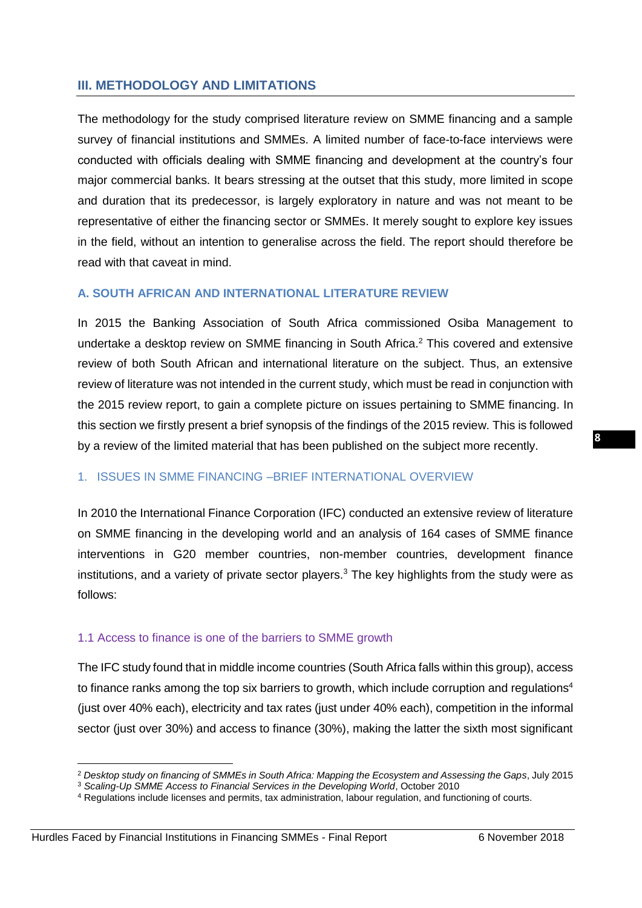## III. METHODOLOGY AND LIMITATIONS

The methodology for the study comprised literature review on SMME financing and a sample survey of financial institutions and SMMEs. A limited number of face-to-face interviews were conducted with officials dealing with SMME financing and development at the country's four major commercial banks. It bears stressing at the outset that this study, more limited in scope and duration that its predecessor, is largely exploratory in nature and was not meant to be representative of either the financing sector or SMMEs. It merely sought to explore key issues in the field, without an intention to generalise across the field. The report should therefore be read with that caveat in mind.

### A. SOUTH AFRICAN AND INTERNATIONAL LITERATURE REVIEW

In 2015 the Banking Association of South Africa commissioned Osiba Management to undertake a desktop review on SMME financing in South Africa.[2] This covered and extensive review of both South African and international literature on the subject. Thus, an extensive review of literature was not intended in the current study, which must be read in conjunction with the 2015 review report, to gain a complete picture on issues pertaining to SMME financing. In this section we firstly present a brief synopsis of the findings of the 2015 review. This is followed by a review of the limited material that has been published on the subject more recently.

#### 1. ISSUES IN SMME FINANCING –BRIEF INTERNATIONAL OVERVIEW

In 2010 the International Finance Corporation (IFC) conducted an extensive review of literature on SMME financing in the developing world and an analysis of 164 cases of SMME finance interventions in G20 member countries, non-member countries, development finance institutions, and a variety of private sector players.[3] The key highlights from the study were as follows:

##### 1.1 Access to finance is one of the barriers to SMME growth

The IFC study found that in middle income countries (South Africa falls within this group), access to finance ranks among the top six barriers to growth, which include corruption and regulations[4] (just over 40% each), electricity and tax rates (just under 40% each), competition in the informal sector (just over 30%) and access to finance (30%), making the latter the sixth most significant

---

[2] *Desktop study on financing of SMMEs in South Africa: Mapping the Ecosystem and Assessing the Gaps*, July 2015

[3] *Scaling-Up SMME Access to Financial Services in the Developing World*, October 2010

[4] Regulations include licenses and permits, tax administration, labour regulation, and functioning of courts.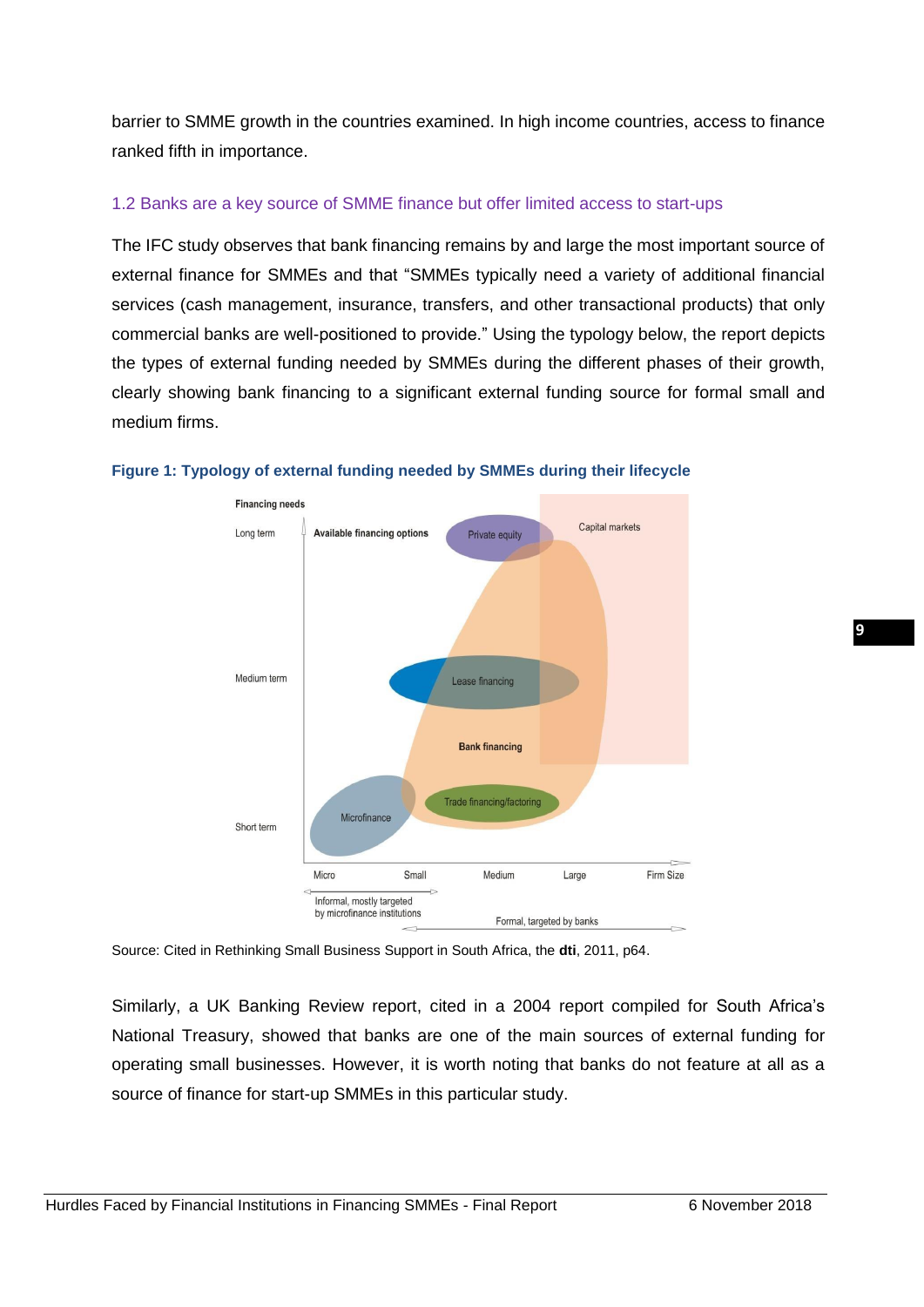barrier to SMME growth in the countries examined. In high income countries, access to finance ranked fifth in importance.

### 1.2 Banks are a key source of SMME finance but offer limited access to start-ups

The IFC study observes that bank financing remains by and large the most important source of external finance for SMMEs and that "SMMEs typically need a variety of additional financial services (cash management, insurance, transfers, and other transactional products) that only commercial banks are well-positioned to provide." Using the typology below, the report depicts the types of external funding needed by SMMEs during the different phases of their growth, clearly showing bank financing to a significant external funding source for formal small and medium firms.

**Figure 1: Typology of external funding needed by SMMEs during their lifecycle**

Source: Cited in Rethinking Small Business Support in South Africa, the **dti**, 2011, p64.

Similarly, a UK Banking Review report, cited in a 2004 report compiled for South Africa's National Treasury, showed that banks are one of the main sources of external funding for operating small businesses. However, it is worth noting that banks do not feature at all as a source of finance for start-up SMMEs in this particular study.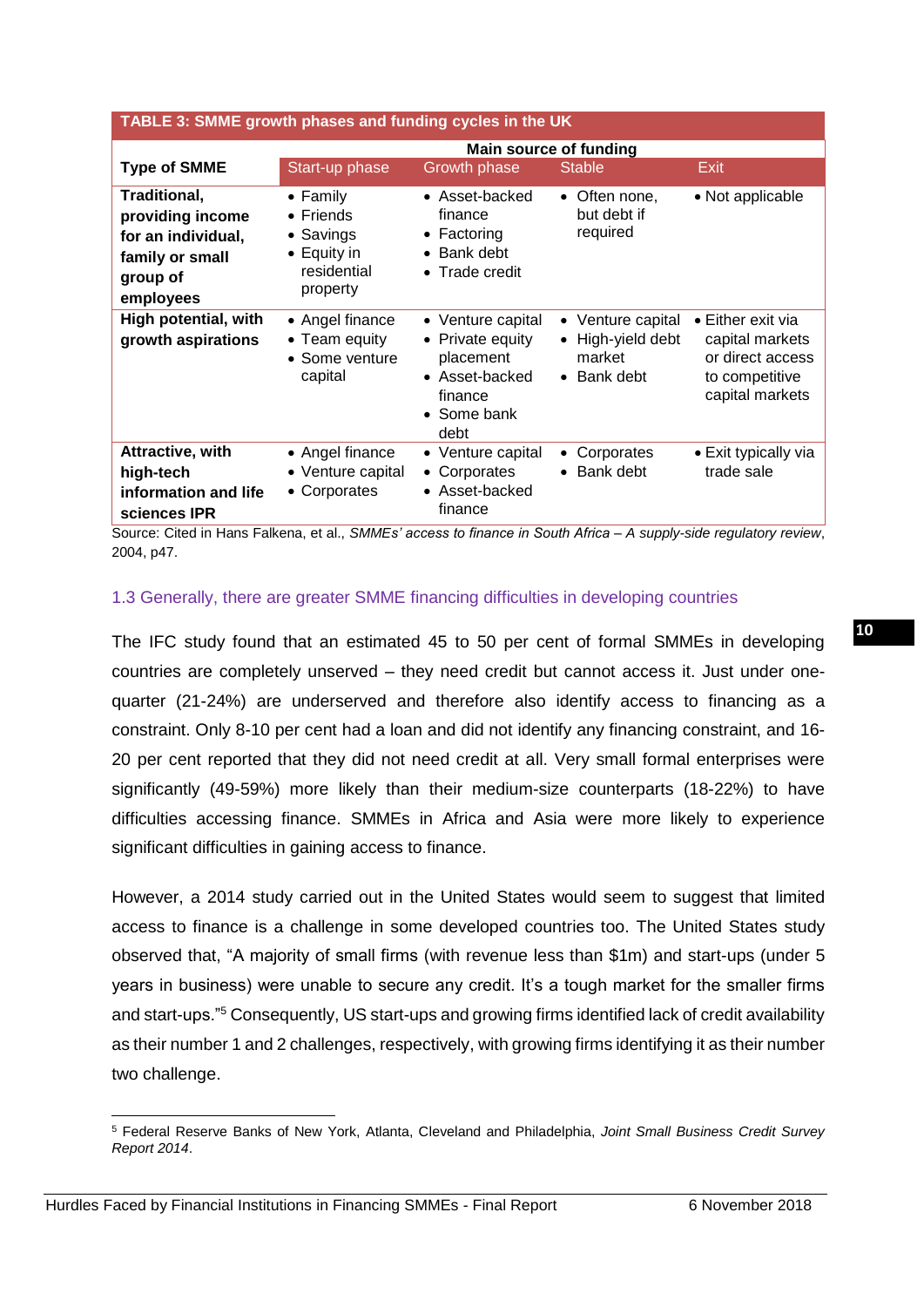**TABLE 3: SMME growth phases and funding cycles in the UK**

| Type of SMME | Main source of funding | | | |
|---|---|---|---|---|
| | Start-up phase | Growth phase | Stable | Exit |
| **Traditional, providing income for an individual, family or small group of employees** | • Family<br>• Friends<br>• Savings<br>• Equity in residential property | • Asset-backed finance<br>• Factoring<br>• Bank debt<br>• Trade credit | • Often none, but debt if required | • Not applicable |
| **High potential, with growth aspirations** | • Angel finance<br>• Team equity<br>• Some venture capital | • Venture capital<br>• Private equity placement<br>• Asset-backed finance<br>• Some bank debt | • Venture capital<br>• High-yield debt market<br>• Bank debt | • Either exit via capital markets or direct access to competitive capital markets |
| **Attractive, with high-tech information and life sciences IPR** | • Angel finance<br>• Venture capital<br>• Corporates | • Venture capital<br>• Corporates<br>• Asset-backed finance | • Corporates<br>• Bank debt | • Exit typically via trade sale |

Source: Cited in Hans Falkena, et al., *SMMEs' access to finance in South Africa – A supply-side regulatory review*, 2004, p47.

### 1.3 Generally, there are greater SMME financing difficulties in developing countries

The IFC study found that an estimated 45 to 50 per cent of formal SMMEs in developing countries are completely unserved – they need credit but cannot access it. Just under one-quarter (21-24%) are underserved and therefore also identify access to financing as a constraint. Only 8-10 per cent had a loan and did not identify any financing constraint, and 16-20 per cent reported that they did not need credit at all. Very small formal enterprises were significantly (49-59%) more likely than their medium-size counterparts (18-22%) to have difficulties accessing finance. SMMEs in Africa and Asia were more likely to experience significant difficulties in gaining access to finance.

However, a 2014 study carried out in the United States would seem to suggest that limited access to finance is a challenge in some developed countries too. The United States study observed that, "A majority of small firms (with revenue less than $1m) and start-ups (under 5 years in business) were unable to secure any credit. It's a tough market for the smaller firms and start-ups."[5] Consequently, US start-ups and growing firms identified lack of credit availability as their number 1 and 2 challenges, respectively, with growing firms identifying it as their number two challenge.

[5] Federal Reserve Banks of New York, Atlanta, Cleveland and Philadelphia, *Joint Small Business Credit Survey Report 2014*.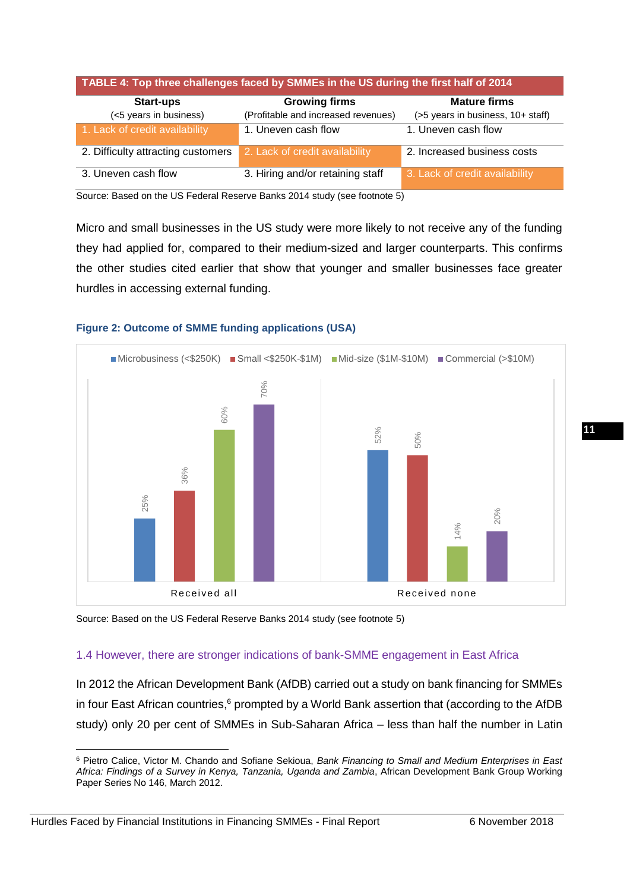**TABLE 4: Top three challenges faced by SMMEs in the US during the first half of 2014**

| Start-ups (<5 years in business) | Growing firms (Profitable and increased revenues) | Mature firms (>5 years in business, 10+ staff) |
|---|---|---|
| 1. Lack of credit availability | 1. Uneven cash flow | 1. Uneven cash flow |
| 2. Difficulty attracting customers | 2. Lack of credit availability | 2. Increased business costs |
| 3. Uneven cash flow | 3. Hiring and/or retaining staff | 3. Lack of credit availability |

Source: Based on the US Federal Reserve Banks 2014 study (see footnote 5)

Micro and small businesses in the US study were more likely to not receive any of the funding they had applied for, compared to their medium-sized and larger counterparts. This confirms the other studies cited earlier that show that younger and smaller businesses face greater hurdles in accessing external funding.

**Figure 2: Outcome of SMME funding applications (USA)**

| | Microbusiness (<$250K) | Small <$250K-$1M) | Mid-size ($1M-$10M) | Commercial (>$10M) |
|---|---|---|---|---|
| Received all | 25% | 36% | 60% | 70% |
| Received none | 52% | 50% | 14% | 20% |

Source: Based on the US Federal Reserve Banks 2014 study (see footnote 5)

### 1.4 However, there are stronger indications of bank-SMME engagement in East Africa

In 2012 the African Development Bank (AfDB) carried out a study on bank financing for SMMEs in four East African countries,[6] prompted by a World Bank assertion that (according to the AfDB study) only 20 per cent of SMMEs in Sub-Saharan Africa – less than half the number in Latin

[6] Pietro Calice, Victor M. Chando and Sofiane Sekioua, *Bank Financing to Small and Medium Enterprises in East Africa: Findings of a Survey in Kenya, Tanzania, Uganda and Zambia*, African Development Bank Group Working Paper Series No 146, March 2012.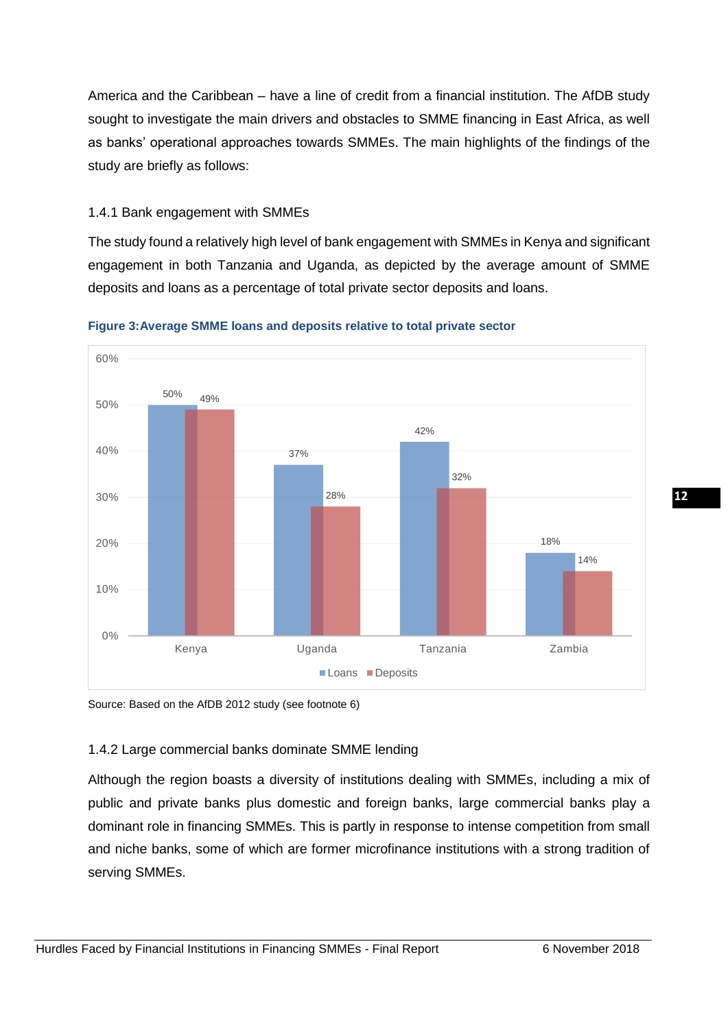America and the Caribbean – have a line of credit from a financial institution. The AfDB study sought to investigate the main drivers and obstacles to SMME financing in East Africa, as well as banks' operational approaches towards SMMEs. The main highlights of the findings of the study are briefly as follows:

### 1.4.1 Bank engagement with SMMEs

The study found a relatively high level of bank engagement with SMMEs in Kenya and significant engagement in both Tanzania and Uganda, as depicted by the average amount of SMME deposits and loans as a percentage of total private sector deposits and loans.

**Figure 3: Average SMME loans and deposits relative to total private sector**

| | Loans | Deposits |
|---|---|---|
| Kenya | 50% | 49% |
| Uganda | 37% | 28% |
| Tanzania | 42% | 32% |
| Zambia | 18% | 14% |

Source: Based on the AfDB 2012 study (see footnote 6)

### 1.4.2 Large commercial banks dominate SMME lending

Although the region boasts a diversity of institutions dealing with SMMEs, including a mix of public and private banks plus domestic and foreign banks, large commercial banks play a dominant role in financing SMMEs. This is partly in response to intense competition from small and niche banks, some of which are former microfinance institutions with a strong tradition of serving SMMEs.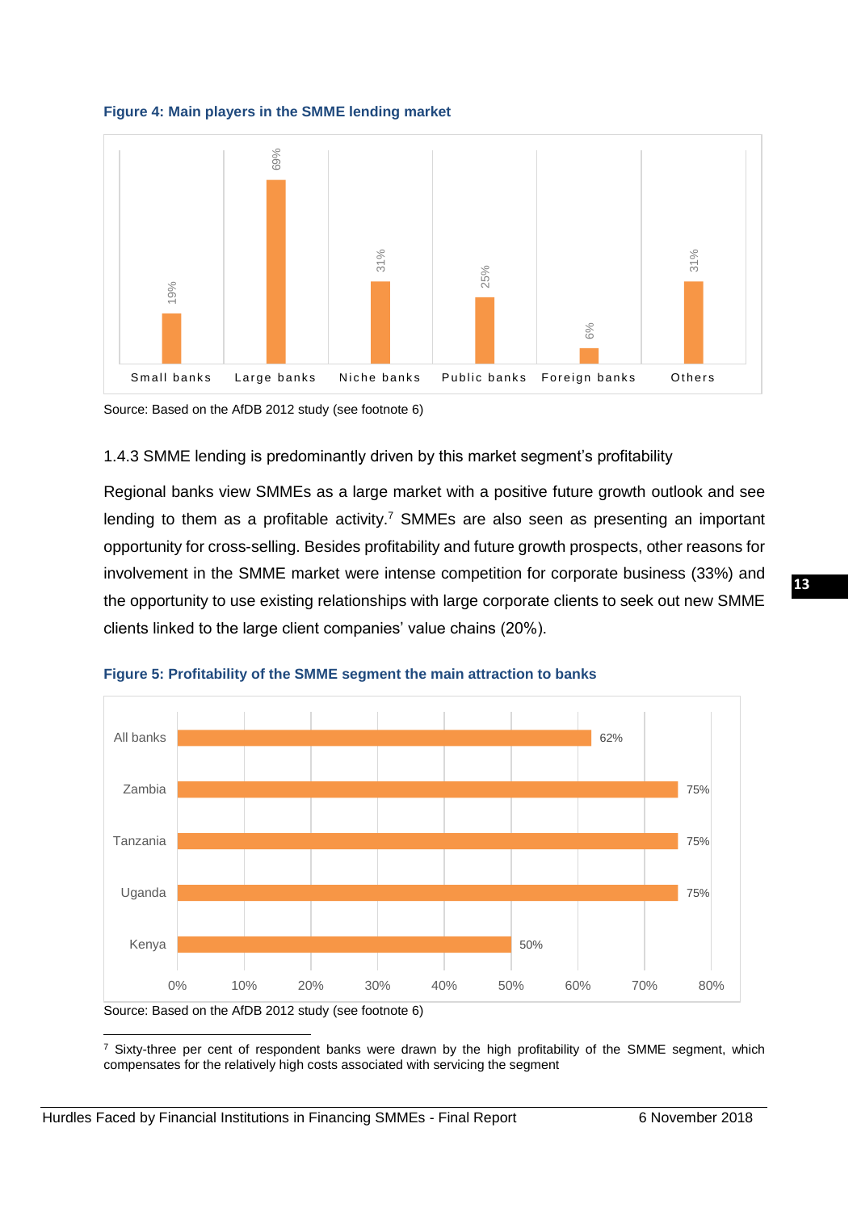**Figure 4: Main players in the SMME lending market**

| Small banks | Large banks | Niche banks | Public banks | Foreign banks | Others |
|---|---|---|---|---|---|
| 19% | 69% | 31% | 25% | 6% | 31% |

Source: Based on the AfDB 2012 study (see footnote 6)

### 1.4.3 SMME lending is predominantly driven by this market segment's profitability

Regional banks view SMMEs as a large market with a positive future growth outlook and see lending to them as a profitable activity.[7] SMMEs are also seen as presenting an important opportunity for cross-selling. Besides profitability and future growth prospects, other reasons for involvement in the SMME market were intense competition for corporate business (33%) and the opportunity to use existing relationships with large corporate clients to seek out new SMME clients linked to the large client companies' value chains (20%).

**Figure 5: Profitability of the SMME segment the main attraction to banks**

| | |
|---|---|
| All banks | 62% |
| Zambia | 75% |
| Tanzania | 75% |
| Uganda | 75% |
| Kenya | 50% |

Source: Based on the AfDB 2012 study (see footnote 6)

[7] Sixty-three per cent of respondent banks were drawn by the high profitability of the SMME segment, which compensates for the relatively high costs associated with servicing the segment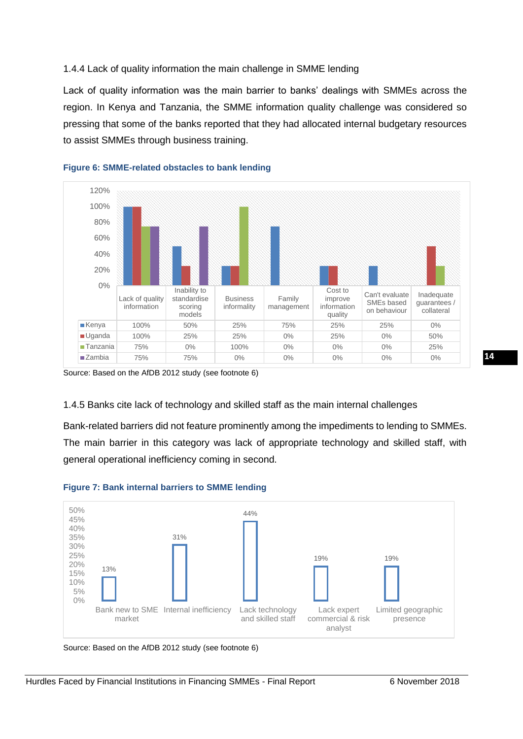### 1.4.4 Lack of quality information the main challenge in SMME lending

Lack of quality information was the main barrier to banks' dealings with SMMEs across the region. In Kenya and Tanzania, the SMME information quality challenge was considered so pressing that some of the banks reported that they had allocated internal budgetary resources to assist SMMEs through business training.

**Figure 6: SMME-related obstacles to bank lending**

| | Lack of quality information | Inability to standardise scoring models | Business informality | Family management | Cost to improve information quality | Can't evaluate SMEs based on behaviour | Inadequate guarantees / collateral |
|---|---|---|---|---|---|---|---|
| Kenya | 100% | 50% | 25% | 75% | 25% | 25% | 0% |
| Uganda | 100% | 25% | 25% | 0% | 25% | 0% | 50% |
| Tanzania | 75% | 0% | 100% | 0% | 0% | 0% | 25% |
| Zambia | 75% | 75% | 0% | 0% | 0% | 0% | 0% |

Source: Based on the AfDB 2012 study (see footnote 6)

### 1.4.5 Banks cite lack of technology and skilled staff as the main internal challenges

Bank-related barriers did not feature prominently among the impediments to lending to SMMEs. The main barrier in this category was lack of appropriate technology and skilled staff, with general operational inefficiency coming in second.

**Figure 7: Bank internal barriers to SMME lending**

| Barrier | Share |
|---|---|
| Bank new to SME market | 13% |
| Internal inefficiency | 31% |
| Lack technology and skilled staff | 44% |
| Lack expert commercial & risk analyst | 19% |
| Limited geographic presence | 19% |

Source: Based on the AfDB 2012 study (see footnote 6)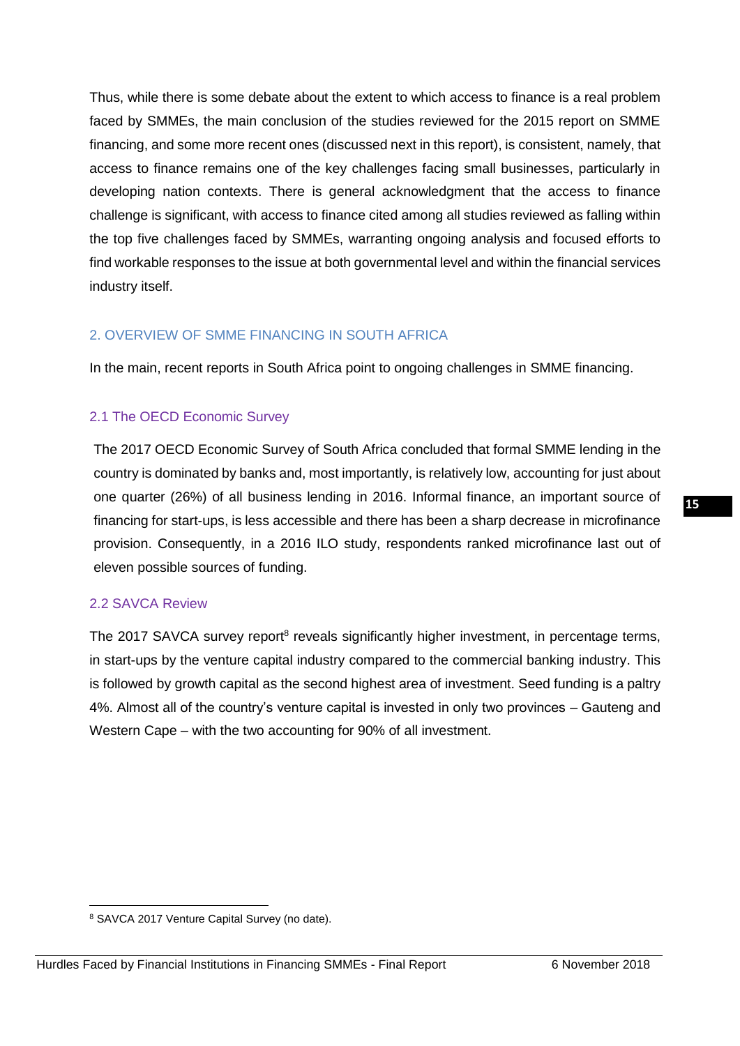Thus, while there is some debate about the extent to which access to finance is a real problem faced by SMMEs, the main conclusion of the studies reviewed for the 2015 report on SMME financing, and some more recent ones (discussed next in this report), is consistent, namely, that access to finance remains one of the key challenges facing small businesses, particularly in developing nation contexts. There is general acknowledgment that the access to finance challenge is significant, with access to finance cited among all studies reviewed as falling within the top five challenges faced by SMMEs, warranting ongoing analysis and focused efforts to find workable responses to the issue at both governmental level and within the financial services industry itself.

## 2. OVERVIEW OF SMME FINANCING IN SOUTH AFRICA

In the main, recent reports in South Africa point to ongoing challenges in SMME financing.

### 2.1 The OECD Economic Survey

The 2017 OECD Economic Survey of South Africa concluded that formal SMME lending in the country is dominated by banks and, most importantly, is relatively low, accounting for just about one quarter (26%) of all business lending in 2016. Informal finance, an important source of financing for start-ups, is less accessible and there has been a sharp decrease in microfinance provision. Consequently, in a 2016 ILO study, respondents ranked microfinance last out of eleven possible sources of funding.

### 2.2 SAVCA Review

The 2017 SAVCA survey report[8] reveals significantly higher investment, in percentage terms, in start-ups by the venture capital industry compared to the commercial banking industry. This is followed by growth capital as the second highest area of investment. Seed funding is a paltry 4%. Almost all of the country's venture capital is invested in only two provinces – Gauteng and Western Cape – with the two accounting for 90% of all investment.

[8] SAVCA 2017 Venture Capital Survey (no date).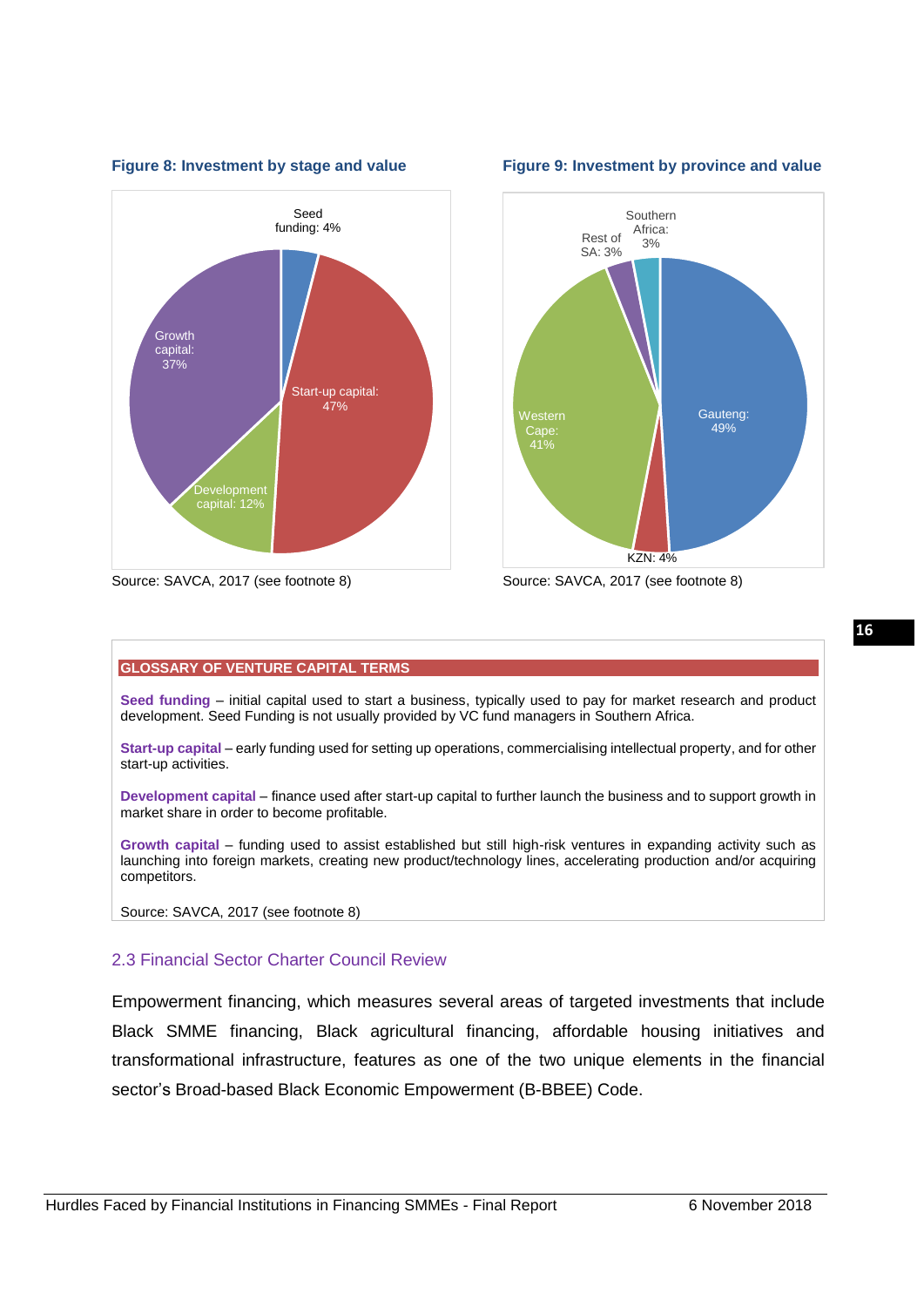**Figure 8: Investment by stage and value**

Seed funding: 4%
Start-up capital: 47%
Development capital: 12%
Growth capital: 37%

Source: SAVCA, 2017 (see footnote 8)

**Figure 9: Investment by province and value**

Gauteng: 49%
KZN: 4%
Western Cape: 41%
Rest of SA: 3%
Southern Africa: 3%

Source: SAVCA, 2017 (see footnote 8)

**GLOSSARY OF VENTURE CAPITAL TERMS**

**Seed funding** – initial capital used to start a business, typically used to pay for market research and product development. Seed Funding is not usually provided by VC fund managers in Southern Africa.

**Start-up capital** – early funding used for setting up operations, commercialising intellectual property, and for other start-up activities.

**Development capital** – finance used after start-up capital to further launch the business and to support growth in market share in order to become profitable.

**Growth capital** – funding used to assist established but still high-risk ventures in expanding activity such as launching into foreign markets, creating new product/technology lines, accelerating production and/or acquiring competitors.

Source: SAVCA, 2017 (see footnote 8)

### 2.3 Financial Sector Charter Council Review

Empowerment financing, which measures several areas of targeted investments that include Black SMME financing, Black agricultural financing, affordable housing initiatives and transformational infrastructure, features as one of the two unique elements in the financial sector's Broad-based Black Economic Empowerment (B-BBEE) Code.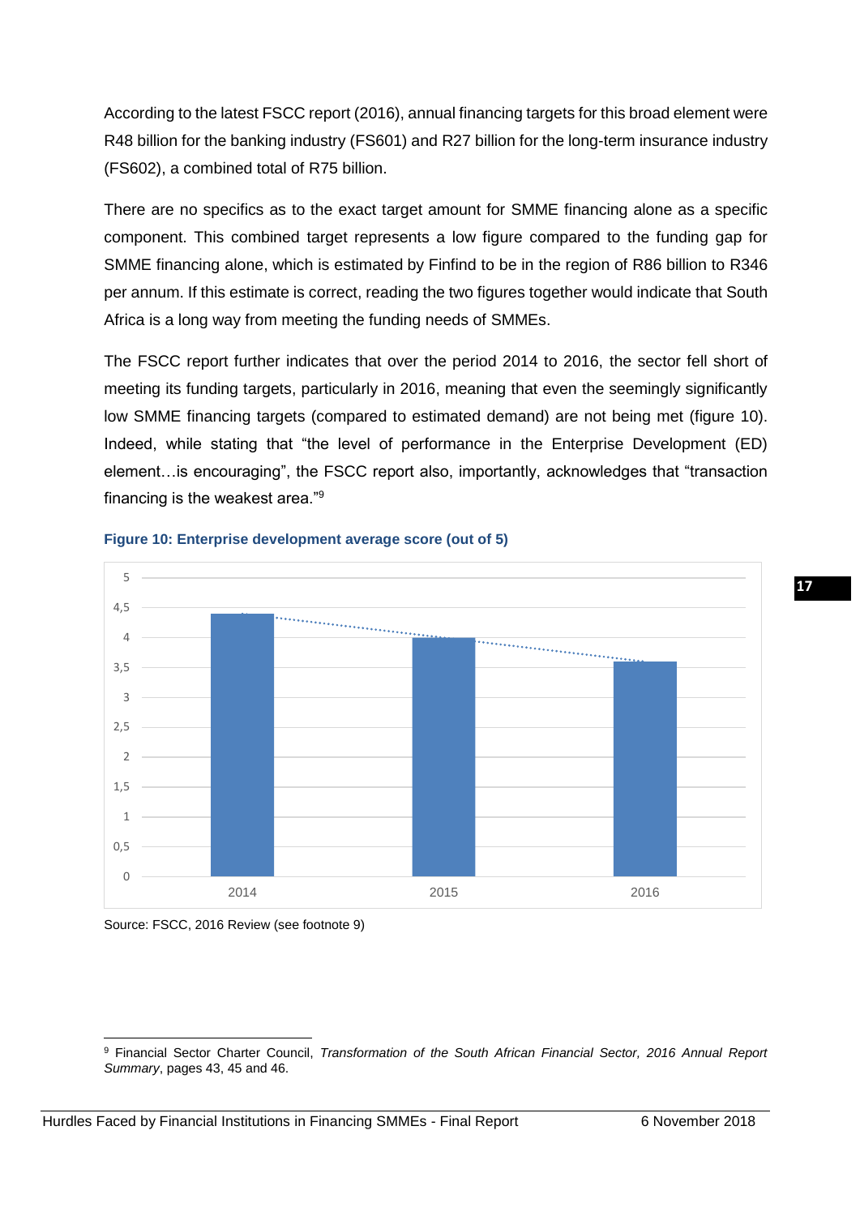According to the latest FSCC report (2016), annual financing targets for this broad element were R48 billion for the banking industry (FS601) and R27 billion for the long-term insurance industry (FS602), a combined total of R75 billion.

There are no specifics as to the exact target amount for SMME financing alone as a specific component. This combined target represents a low figure compared to the funding gap for SMME financing alone, which is estimated by Finfind to be in the region of R86 billion to R346 per annum. If this estimate is correct, reading the two figures together would indicate that South Africa is a long way from meeting the funding needs of SMMEs.

The FSCC report further indicates that over the period 2014 to 2016, the sector fell short of meeting its funding targets, particularly in 2016, meaning that even the seemingly significantly low SMME financing targets (compared to estimated demand) are not being met (figure 10). Indeed, while stating that "the level of performance in the Enterprise Development (ED) element…is encouraging", the FSCC report also, importantly, acknowledges that "transaction financing is the weakest area."[9]

**Figure 10: Enterprise development average score (out of 5)**

Source: FSCC, 2016 Review (see footnote 9)

[9] Financial Sector Charter Council, *Transformation of the South African Financial Sector, 2016 Annual Report Summary*, pages 43, 45 and 46.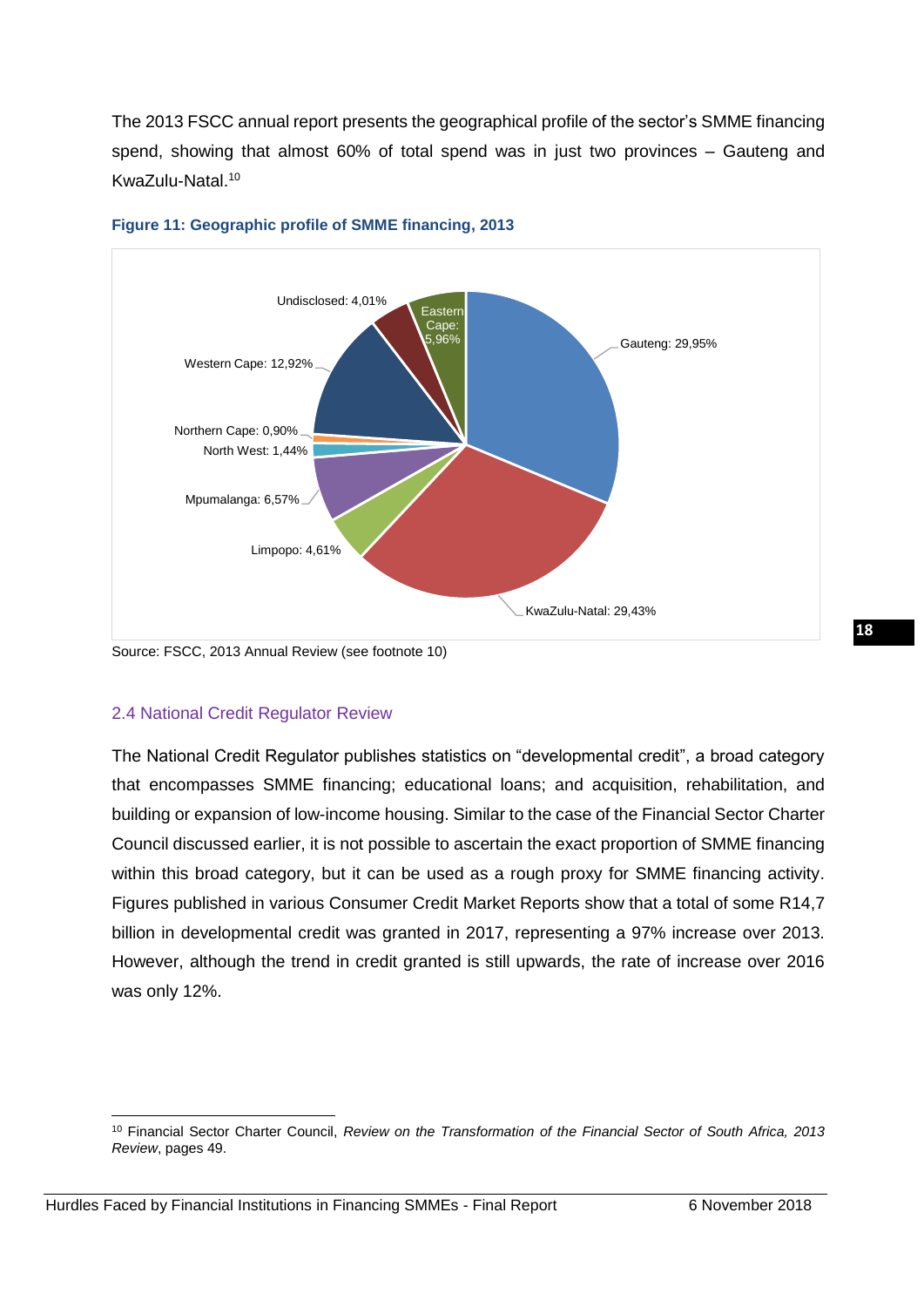The 2013 FSCC annual report presents the geographical profile of the sector's SMME financing spend, showing that almost 60% of total spend was in just two provinces – Gauteng and KwaZulu-Natal.[10]

**Figure 11: Geographic profile of SMME financing, 2013**

Gauteng: 29,95%
KwaZulu-Natal: 29,43%
Limpopo: 4,61%
Mpumalanga: 6,57%
North West: 1,44%
Northern Cape: 0,90%
Western Cape: 12,92%
Undisclosed: 4,01%
Eastern Cape: 5,96%

Source: FSCC, 2013 Annual Review (see footnote 10)

## 2.4 National Credit Regulator Review

The National Credit Regulator publishes statistics on "developmental credit", a broad category that encompasses SMME financing; educational loans; and acquisition, rehabilitation, and building or expansion of low-income housing. Similar to the case of the Financial Sector Charter Council discussed earlier, it is not possible to ascertain the exact proportion of SMME financing within this broad category, but it can be used as a rough proxy for SMME financing activity. Figures published in various Consumer Credit Market Reports show that a total of some R14,7 billion in developmental credit was granted in 2017, representing a 97% increase over 2013. However, although the trend in credit granted is still upwards, the rate of increase over 2016 was only 12%.

---

[10] Financial Sector Charter Council, *Review on the Transformation of the Financial Sector of South Africa, 2013 Review*, pages 49.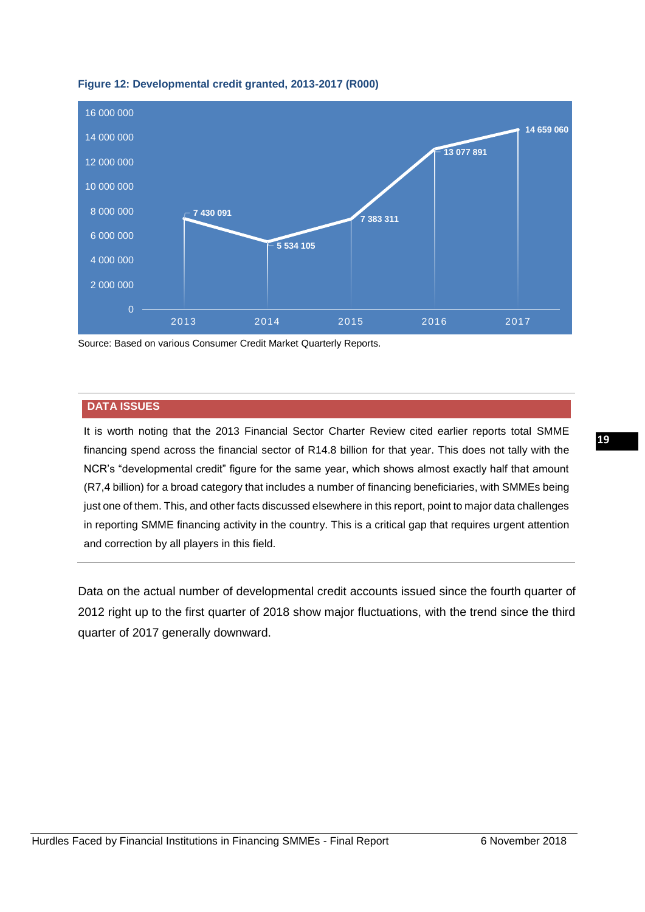**Figure 12: Developmental credit granted, 2013-2017 (R000)**

| Year | Developmental credit granted (R000) |
| --- | --- |
| 2013 | 7 430 091 |
| 2014 | 5 534 105 |
| 2015 | 7 383 311 |
| 2016 | 13 077 891 |
| 2017 | 14 659 060 |

Source: Based on various Consumer Credit Market Quarterly Reports.

**DATA ISSUES**

It is worth noting that the 2013 Financial Sector Charter Review cited earlier reports total SMME financing spend across the financial sector of R14.8 billion for that year. This does not tally with the NCR's "developmental credit" figure for the same year, which shows almost exactly half that amount (R7,4 billion) for a broad category that includes a number of financing beneficiaries, with SMMEs being just one of them. This, and other facts discussed elsewhere in this report, point to major data challenges in reporting SMME financing activity in the country. This is a critical gap that requires urgent attention and correction by all players in this field.

Data on the actual number of developmental credit accounts issued since the fourth quarter of 2012 right up to the first quarter of 2018 show major fluctuations, with the trend since the third quarter of 2017 generally downward.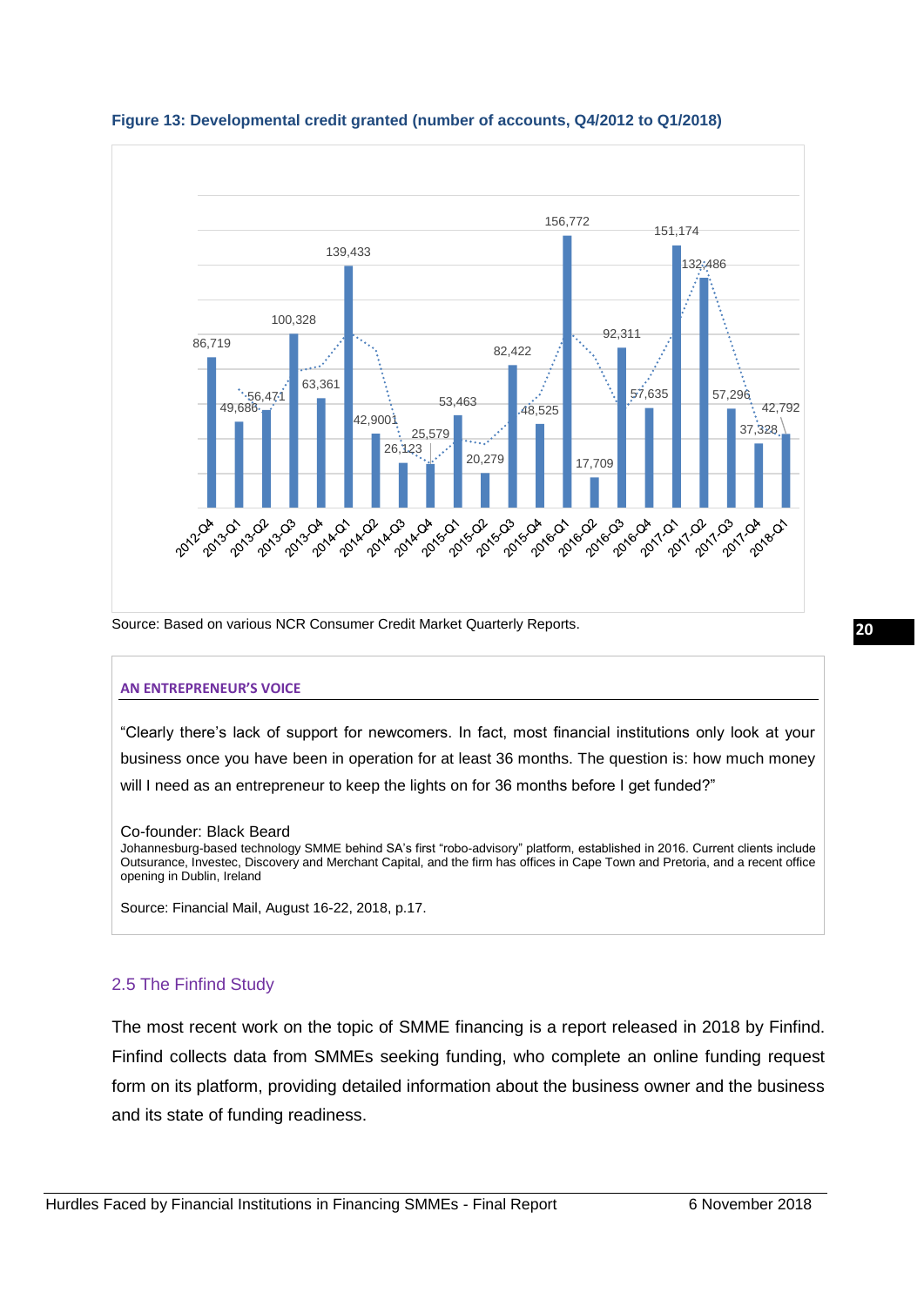**Figure 13: Developmental credit granted (number of accounts, Q4/2012 to Q1/2018)**

| Quarter | Number of accounts |
|---|---|
| 2012-Q4 | 86,719 |
| 2013-Q1 | 49,686 |
| 2013-Q2 | 56,471 |
| 2013-Q3 | 100,328 |
| 2013-Q4 | 63,361 |
| 2014-Q1 | 139,433 |
| 2014-Q2 | 42,9001 |
| 2014-Q3 | 26,123 |
| 2014-Q4 | 25,579 |
| 2015-Q1 | 53,463 |
| 2015-Q2 | 20,279 |
| 2015-Q3 | 82,422 |
| 2015-Q4 | 48,525 |
| 2016-Q1 | 156,772 |
| 2016-Q2 | 17,709 |
| 2016-Q3 | 92,311 |
| 2016-Q4 | 57,635 |
| 2017-Q1 | 151,174 |
| 2017-Q2 | 132,486 |
| 2017-Q3 | 57,296 |
| 2017-Q4 | 37,328 |
| 2018-Q1 | 42,792 |

Source: Based on various NCR Consumer Credit Market Quarterly Reports.

> **AN ENTREPRENEUR'S VOICE**
>
> "Clearly there's lack of support for newcomers. In fact, most financial institutions only look at your business once you have been in operation for at least 36 months. The question is: how much money will I need as an entrepreneur to keep the lights on for 36 months before I get funded?"
>
> Co-founder: Black Beard
> Johannesburg-based technology SMME behind SA's first "robo-advisory" platform, established in 2016. Current clients include Outsurance, Investec, Discovery and Merchant Capital, and the firm has offices in Cape Town and Pretoria, and a recent office opening in Dublin, Ireland
>
> Source: Financial Mail, August 16-22, 2018, p.17.

## 2.5 The Finfind Study

The most recent work on the topic of SMME financing is a report released in 2018 by Finfind. Finfind collects data from SMMEs seeking funding, who complete an online funding request form on its platform, providing detailed information about the business owner and the business and its state of funding readiness.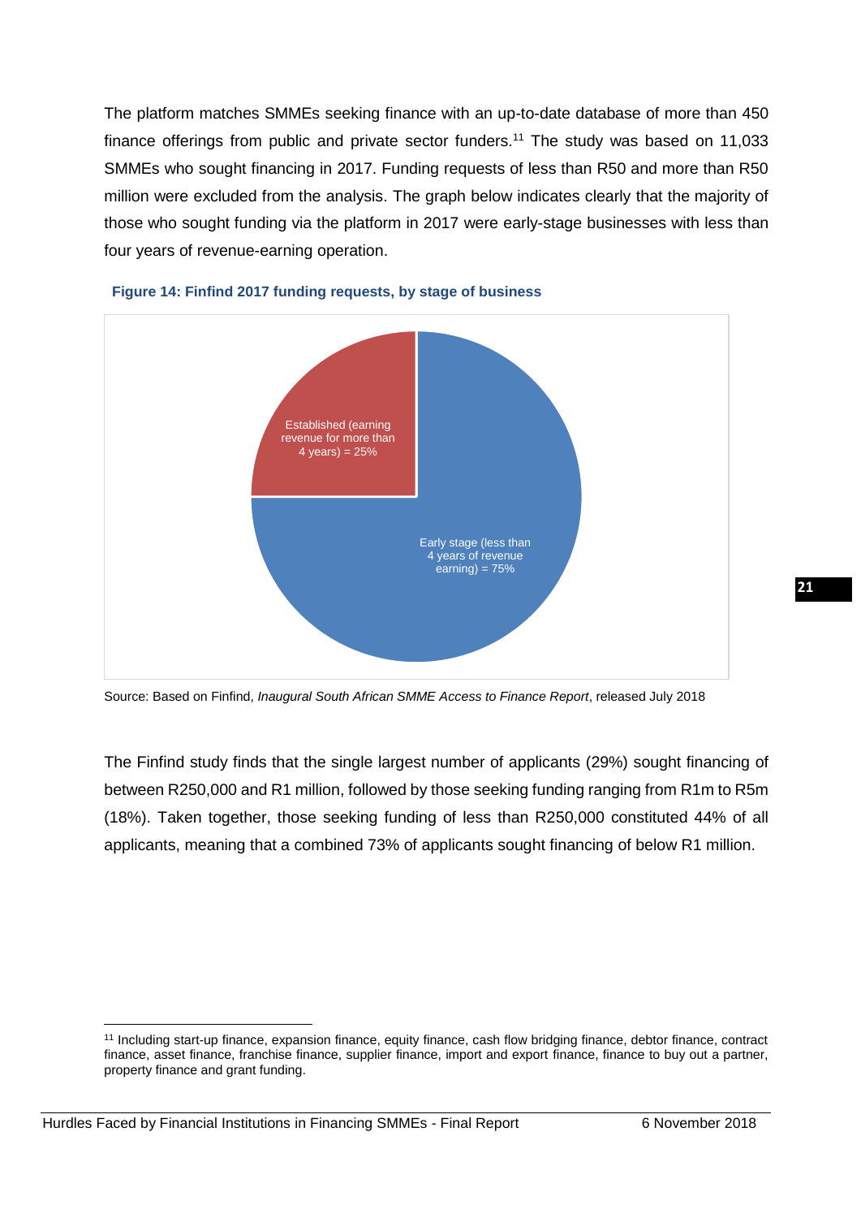The platform matches SMMEs seeking finance with an up-to-date database of more than 450 finance offerings from public and private sector funders.[11] The study was based on 11,033 SMMEs who sought financing in 2017. Funding requests of less than R50 and more than R50 million were excluded from the analysis. The graph below indicates clearly that the majority of those who sought funding via the platform in 2017 were early-stage businesses with less than four years of revenue-earning operation.

**Figure 14: Finfind 2017 funding requests, by stage of business**

Established (earning revenue for more than 4 years) = 25%

Early stage (less than 4 years of revenue earning) = 75%

Source: Based on Finfind, *Inaugural South African SMME Access to Finance Report*, released July 2018

The Finfind study finds that the single largest number of applicants (29%) sought financing of between R250,000 and R1 million, followed by those seeking funding ranging from R1m to R5m (18%). Taken together, those seeking funding of less than R250,000 constituted 44% of all applicants, meaning that a combined 73% of applicants sought financing of below R1 million.

[11] Including start-up finance, expansion finance, equity finance, cash flow bridging finance, debtor finance, contract finance, asset finance, franchise finance, supplier finance, import and export finance, finance to buy out a partner, property finance and grant funding.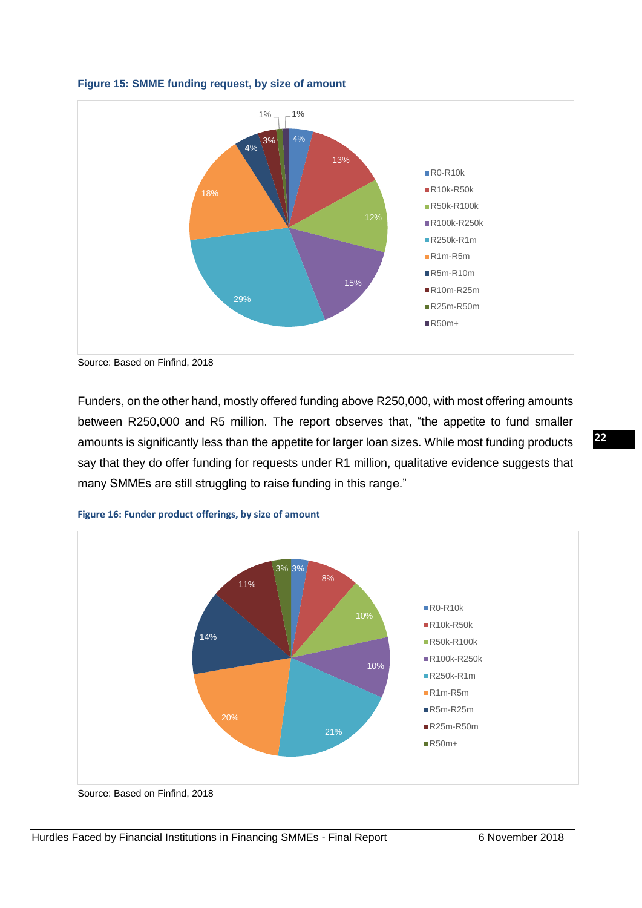**Figure 15: SMME funding request, by size of amount**

Source: Based on Finfind, 2018

Funders, on the other hand, mostly offered funding above R250,000, with most offering amounts between R250,000 and R5 million. The report observes that, "the appetite to fund smaller amounts is significantly less than the appetite for larger loan sizes. While most funding products say that they do offer funding for requests under R1 million, qualitative evidence suggests that many SMMEs are still struggling to raise funding in this range."

**Figure 16: Funder product offerings, by size of amount**

Source: Based on Finfind, 2018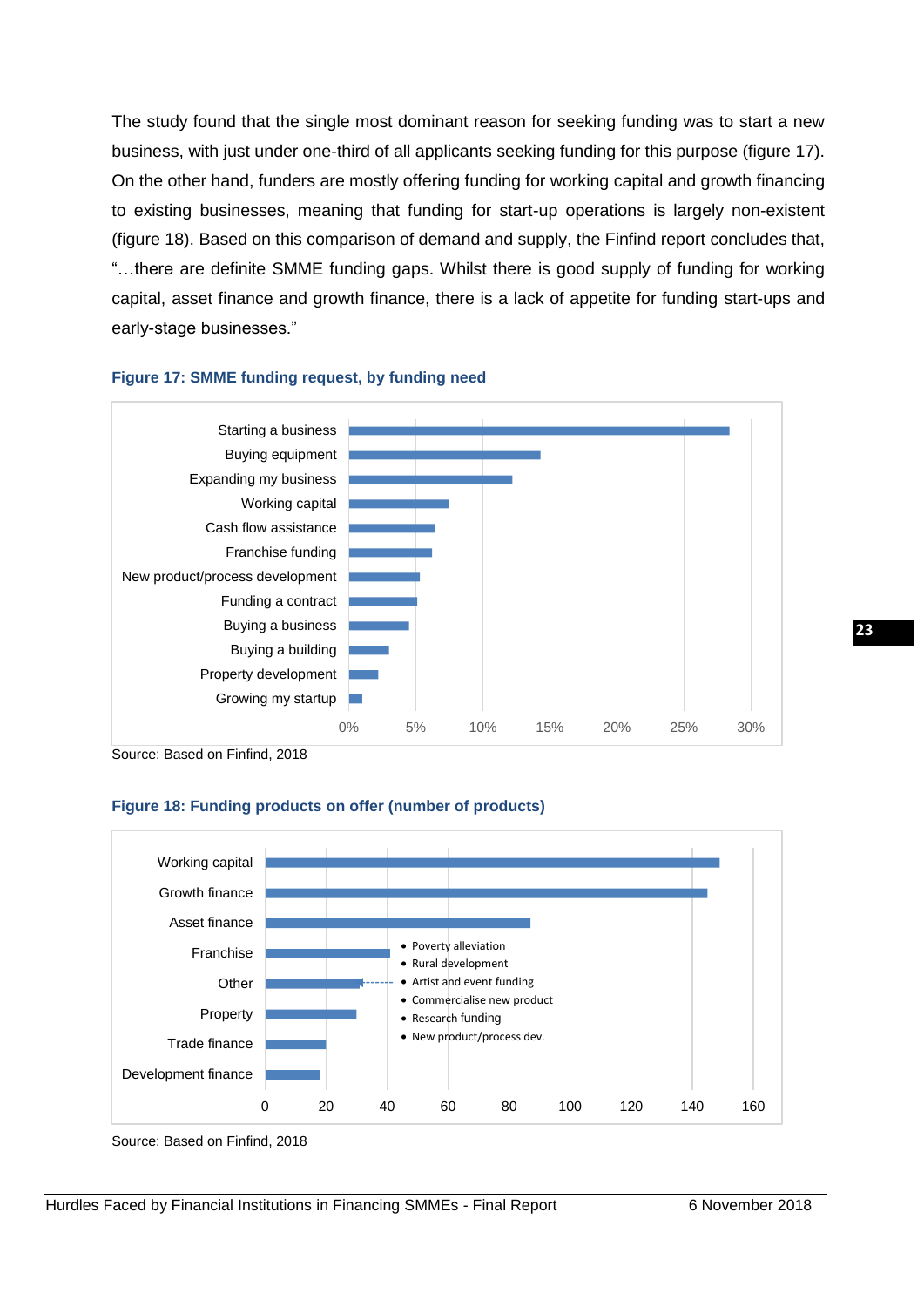The study found that the single most dominant reason for seeking funding was to start a new business, with just under one-third of all applicants seeking funding for this purpose (figure 17). On the other hand, funders are mostly offering funding for working capital and growth financing to existing businesses, meaning that funding for start-up operations is largely non-existent (figure 18). Based on this comparison of demand and supply, the Finfind report concludes that, "…there are definite SMME funding gaps. Whilst there is good supply of funding for working capital, asset finance and growth finance, there is a lack of appetite for funding start-ups and early-stage businesses."

**Figure 17: SMME funding request, by funding need**

| Funding need |
|---|
| Starting a business |
| Buying equipment |
| Expanding my business |
| Working capital |
| Cash flow assistance |
| Franchise funding |
| New product/process development |
| Funding a contract |
| Buying a business |
| Buying a building |
| Property development |
| Growing my startup |

Source: Based on Finfind, 2018

**Figure 18: Funding products on offer (number of products)**

| Funding product |
|---|
| Working capital |
| Growth finance |
| Asset finance |
| Franchise |
| Other |
| Property |
| Trade finance |
| Development finance |

"Other" includes:
- Poverty alleviation
- Rural development
- Artist and event funding
- Commercialise new product
- Research funding
- New product/process dev.

Source: Based on Finfind, 2018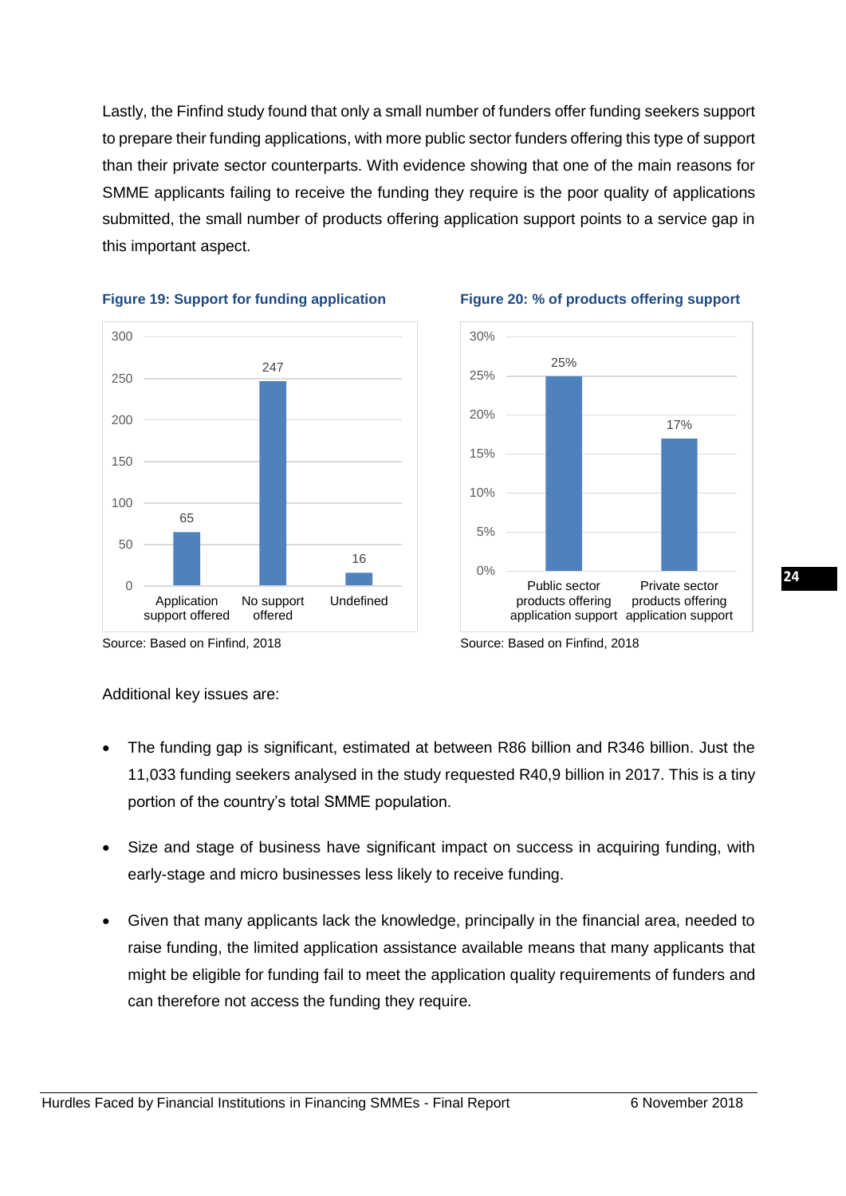Lastly, the Finfind study found that only a small number of funders offer funding seekers support to prepare their funding applications, with more public sector funders offering this type of support than their private sector counterparts. With evidence showing that one of the main reasons for SMME applicants failing to receive the funding they require is the poor quality of applications submitted, the small number of products offering application support points to a service gap in this important aspect.

**Figure 19: Support for funding application**

| Category | Number |
|---|---|
| Application support offered | 65 |
| No support offered | 247 |
| Undefined | 16 |

Source: Based on Finfind, 2018

**Figure 20: % of products offering support**

| Category | % |
|---|---|
| Public sector products offering application support | 25% |
| Private sector products offering application support | 17% |

Source: Based on Finfind, 2018

Additional key issues are:

- The funding gap is significant, estimated at between R86 billion and R346 billion. Just the 11,033 funding seekers analysed in the study requested R40,9 billion in 2017. This is a tiny portion of the country's total SMME population.
- Size and stage of business have significant impact on success in acquiring funding, with early-stage and micro businesses less likely to receive funding.
- Given that many applicants lack the knowledge, principally in the financial area, needed to raise funding, the limited application assistance available means that many applicants that might be eligible for funding fail to meet the application quality requirements of funders and can therefore not access the funding they require.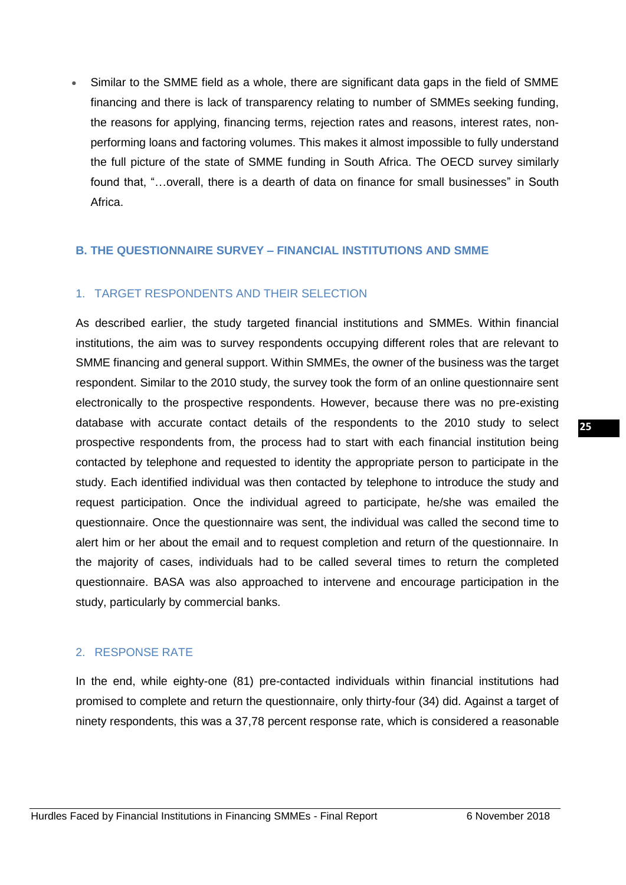- Similar to the SMME field as a whole, there are significant data gaps in the field of SMME financing and there is lack of transparency relating to number of SMMEs seeking funding, the reasons for applying, financing terms, rejection rates and reasons, interest rates, non-performing loans and factoring volumes. This makes it almost impossible to fully understand the full picture of the state of SMME funding in South Africa. The OECD survey similarly found that, "…overall, there is a dearth of data on finance for small businesses" in South Africa.

## B. THE QUESTIONNAIRE SURVEY – FINANCIAL INSTITUTIONS AND SMME

### 1. TARGET RESPONDENTS AND THEIR SELECTION

As described earlier, the study targeted financial institutions and SMMEs. Within financial institutions, the aim was to survey respondents occupying different roles that are relevant to SMME financing and general support. Within SMMEs, the owner of the business was the target respondent. Similar to the 2010 study, the survey took the form of an online questionnaire sent electronically to the prospective respondents. However, because there was no pre-existing database with accurate contact details of the respondents to the 2010 study to select prospective respondents from, the process had to start with each financial institution being contacted by telephone and requested to identity the appropriate person to participate in the study. Each identified individual was then contacted by telephone to introduce the study and request participation. Once the individual agreed to participate, he/she was emailed the questionnaire. Once the questionnaire was sent, the individual was called the second time to alert him or her about the email and to request completion and return of the questionnaire. In the majority of cases, individuals had to be called several times to return the completed questionnaire. BASA was also approached to intervene and encourage participation in the study, particularly by commercial banks.

### 2. RESPONSE RATE

In the end, while eighty-one (81) pre-contacted individuals within financial institutions had promised to complete and return the questionnaire, only thirty-four (34) did. Against a target of ninety respondents, this was a 37,78 percent response rate, which is considered a reasonable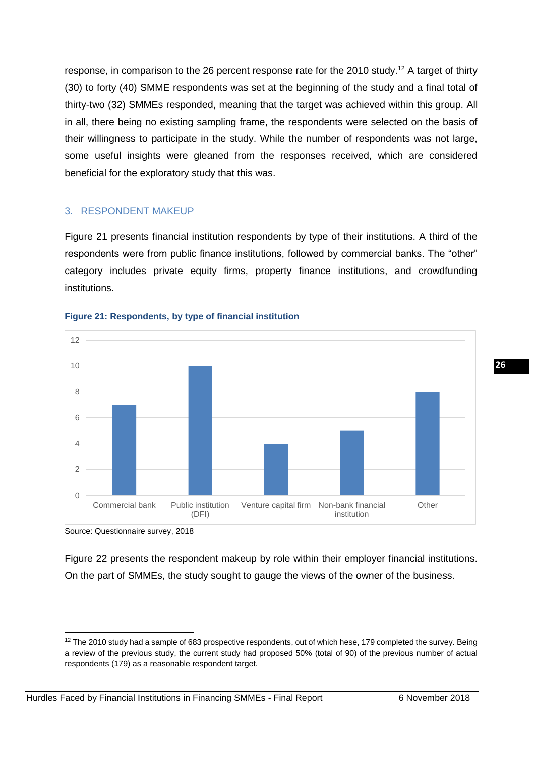response, in comparison to the 26 percent response rate for the 2010 study.[12] A target of thirty (30) to forty (40) SMME respondents was set at the beginning of the study and a final total of thirty-two (32) SMMEs responded, meaning that the target was achieved within this group. All in all, there being no existing sampling frame, the respondents were selected on the basis of their willingness to participate in the study. While the number of respondents was not large, some useful insights were gleaned from the responses received, which are considered beneficial for the exploratory study that this was.

## 3. RESPONDENT MAKEUP

Figure 21 presents financial institution respondents by type of their institutions. A third of the respondents were from public finance institutions, followed by commercial banks. The "other" category includes private equity firms, property finance institutions, and crowdfunding institutions.

**Figure 21: Respondents, by type of financial institution**

| Type of financial institution | Respondents |
|---|---|
| Commercial bank | 7 |
| Public institution (DFI) | 10 |
| Venture capital firm | 4 |
| Non-bank financial institution | 5 |
| Other | 8 |

Source: Questionnaire survey, 2018

Figure 22 presents the respondent makeup by role within their employer financial institutions. On the part of SMMEs, the study sought to gauge the views of the owner of the business.

[12] The 2010 study had a sample of 683 prospective respondents, out of which hese, 179 completed the survey. Being a review of the previous study, the current study had proposed 50% (total of 90) of the previous number of actual respondents (179) as a reasonable respondent target.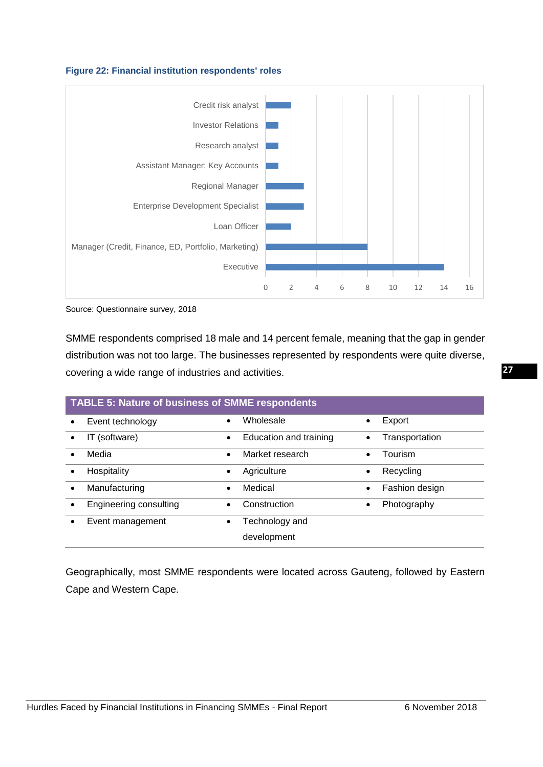**Figure 22: Financial institution respondents' roles**

| Role | Count |
|---|---|
| Credit risk analyst | 2 |
| Investor Relations | 1 |
| Research analyst | 1 |
| Assistant Manager: Key Accounts | 1 |
| Regional Manager | 3 |
| Enterprise Development Specialist | 3 |
| Loan Officer | 2 |
| Manager (Credit, Finance, ED, Portfolio, Marketing) | 8 |
| Executive | 14 |

Source: Questionnaire survey, 2018

SMME respondents comprised 18 male and 14 percent female, meaning that the gap in gender distribution was not too large. The businesses represented by respondents were quite diverse, covering a wide range of industries and activities.

**TABLE 5: Nature of business of SMME respondents**

| | | |
|---|---|---|
| • Event technology | • Wholesale | • Export |
| • IT (software) | • Education and training | • Transportation |
| • Media | • Market research | • Tourism |
| • Hospitality | • Agriculture | • Recycling |
| • Manufacturing | • Medical | • Fashion design |
| • Engineering consulting | • Construction | • Photography |
| • Event management | • Technology and development | |

Geographically, most SMME respondents were located across Gauteng, followed by Eastern Cape and Western Cape.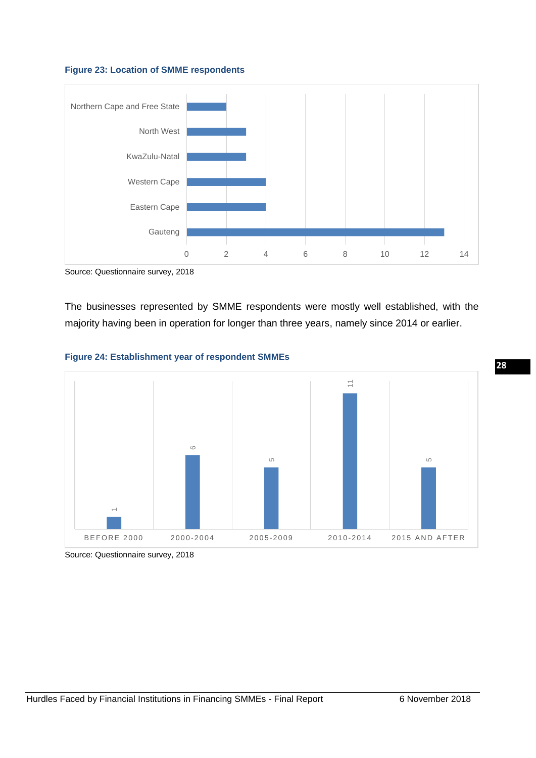**Figure 23: Location of SMME respondents**

| Location | Number of respondents |
| --- | --- |
| Northern Cape and Free State | 2 |
| North West | 3 |
| KwaZulu-Natal | 3 |
| Western Cape | 4 |
| Eastern Cape | 4 |
| Gauteng | 13 |

Source: Questionnaire survey, 2018

The businesses represented by SMME respondents were mostly well established, with the majority having been in operation for longer than three years, namely since 2014 or earlier.

**Figure 24: Establishment year of respondent SMMEs**

| Establishment year | Number of respondents |
| --- | --- |
| BEFORE 2000 | 1 |
| 2000-2004 | 6 |
| 2005-2009 | 5 |
| 2010-2014 | 11 |
| 2015 AND AFTER | 5 |

Source: Questionnaire survey, 2018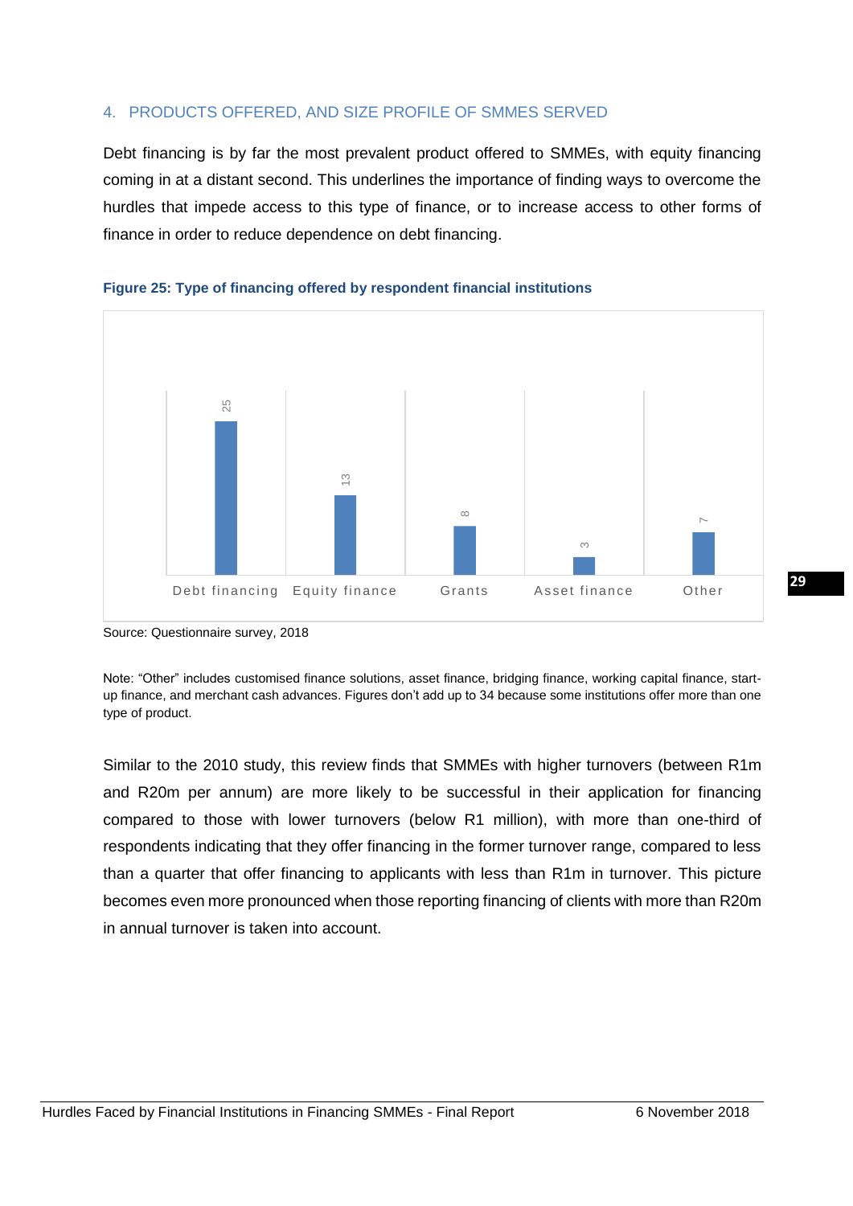## 4. PRODUCTS OFFERED, AND SIZE PROFILE OF SMMES SERVED

Debt financing is by far the most prevalent product offered to SMMEs, with equity financing coming in at a distant second. This underlines the importance of finding ways to overcome the hurdles that impede access to this type of finance, or to increase access to other forms of finance in order to reduce dependence on debt financing.

**Figure 25: Type of financing offered by respondent financial institutions**

| Type of financing | Number |
|---|---|
| Debt financing | 25 |
| Equity finance | 13 |
| Grants | 8 |
| Asset finance | 3 |
| Other | 7 |

Source: Questionnaire survey, 2018

Note: "Other" includes customised finance solutions, asset finance, bridging finance, working capital finance, start-up finance, and merchant cash advances. Figures don't add up to 34 because some institutions offer more than one type of product.

Similar to the 2010 study, this review finds that SMMEs with higher turnovers (between R1m and R20m per annum) are more likely to be successful in their application for financing compared to those with lower turnovers (below R1 million), with more than one-third of respondents indicating that they offer financing in the former turnover range, compared to less than a quarter that offer financing to applicants with less than R1m in turnover. This picture becomes even more pronounced when those reporting financing of clients with more than R20m in annual turnover is taken into account.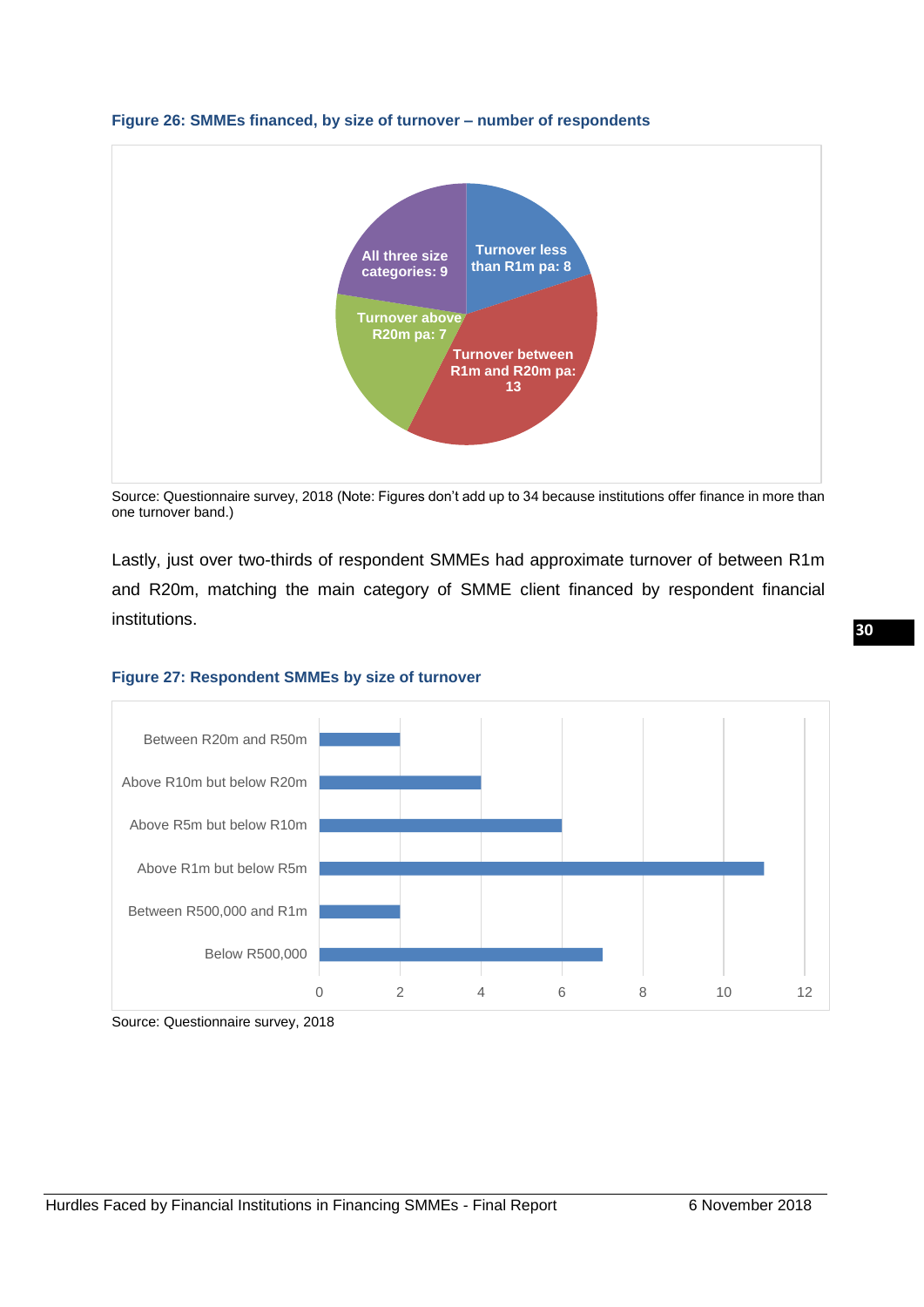**Figure 26: SMMEs financed, by size of turnover – number of respondents**

| Category | Number of respondents |
|---|---|
| Turnover less than R1m pa | 8 |
| Turnover between R1m and R20m pa | 13 |
| Turnover above R20m pa | 7 |
| All three size categories | 9 |

Source: Questionnaire survey, 2018 (Note: Figures don't add up to 34 because institutions offer finance in more than one turnover band.)

Lastly, just over two-thirds of respondent SMMEs had approximate turnover of between R1m and R20m, matching the main category of SMME client financed by respondent financial institutions.

**Figure 27: Respondent SMMEs by size of turnover**

| Turnover | Number of respondents |
|---|---|
| Between R20m and R50m | 2 |
| Above R10m but below R20m | 4 |
| Above R5m but below R10m | 6 |
| Above R1m but below R5m | 11 |
| Between R500,000 and R1m | 2 |
| Below R500,000 | 7 |

Source: Questionnaire survey, 2018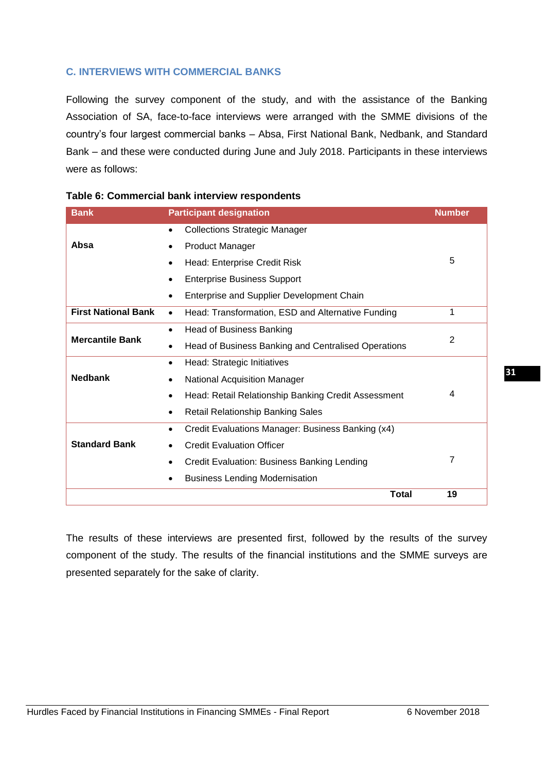### C. INTERVIEWS WITH COMMERCIAL BANKS

Following the survey component of the study, and with the assistance of the Banking Association of SA, face-to-face interviews were arranged with the SMME divisions of the country's four largest commercial banks – Absa, First National Bank, Nedbank, and Standard Bank – and these were conducted during June and July 2018. Participants in these interviews were as follows:

**Table 6: Commercial bank interview respondents**

| Bank | Participant designation | Number |
|---|---|---|
| **Absa** | • Collections Strategic Manager<br>• Product Manager<br>• Head: Enterprise Credit Risk<br>• Enterprise Business Support<br>• Enterprise and Supplier Development Chain | 5 |
| **First National Bank** | • Head: Transformation, ESD and Alternative Funding | 1 |
| **Mercantile Bank** | • Head of Business Banking<br>• Head of Business Banking and Centralised Operations | 2 |
| **Nedbank** | • Head: Strategic Initiatives<br>• National Acquisition Manager<br>• Head: Retail Relationship Banking Credit Assessment<br>• Retail Relationship Banking Sales | 4 |
| **Standard Bank** | • Credit Evaluations Manager: Business Banking (x4)<br>• Credit Evaluation Officer<br>• Credit Evaluation: Business Banking Lending<br>• Business Lending Modernisation | 7 |
| | **Total** | **19** |

The results of these interviews are presented first, followed by the results of the survey component of the study. The results of the financial institutions and the SMME surveys are presented separately for the sake of clarity.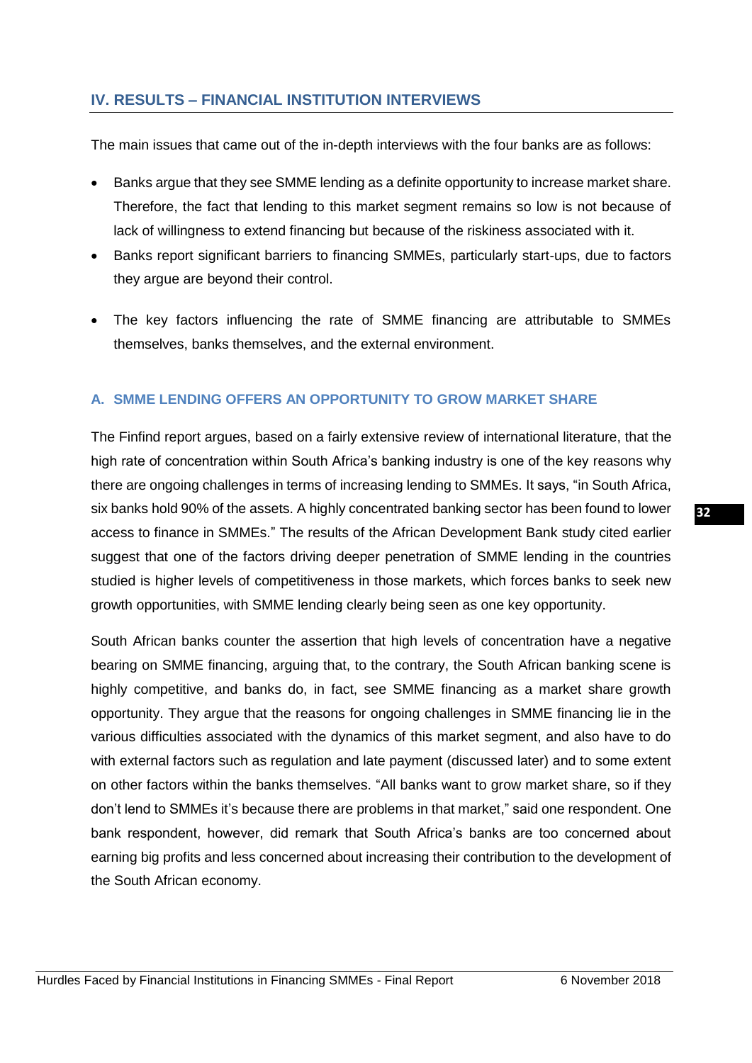## IV. RESULTS – FINANCIAL INSTITUTION INTERVIEWS

The main issues that came out of the in-depth interviews with the four banks are as follows:

- Banks argue that they see SMME lending as a definite opportunity to increase market share. Therefore, the fact that lending to this market segment remains so low is not because of lack of willingness to extend financing but because of the riskiness associated with it.
- Banks report significant barriers to financing SMMEs, particularly start-ups, due to factors they argue are beyond their control.
- The key factors influencing the rate of SMME financing are attributable to SMMEs themselves, banks themselves, and the external environment.

### A. SMME LENDING OFFERS AN OPPORTUNITY TO GROW MARKET SHARE

The Finfind report argues, based on a fairly extensive review of international literature, that the high rate of concentration within South Africa's banking industry is one of the key reasons why there are ongoing challenges in terms of increasing lending to SMMEs. It says, "in South Africa, six banks hold 90% of the assets. A highly concentrated banking sector has been found to lower access to finance in SMMEs." The results of the African Development Bank study cited earlier suggest that one of the factors driving deeper penetration of SMME lending in the countries studied is higher levels of competitiveness in those markets, which forces banks to seek new growth opportunities, with SMME lending clearly being seen as one key opportunity.

South African banks counter the assertion that high levels of concentration have a negative bearing on SMME financing, arguing that, to the contrary, the South African banking scene is highly competitive, and banks do, in fact, see SMME financing as a market share growth opportunity. They argue that the reasons for ongoing challenges in SMME financing lie in the various difficulties associated with the dynamics of this market segment, and also have to do with external factors such as regulation and late payment (discussed later) and to some extent on other factors within the banks themselves. "All banks want to grow market share, so if they don't lend to SMMEs it's because there are problems in that market," said one respondent. One bank respondent, however, did remark that South Africa's banks are too concerned about earning big profits and less concerned about increasing their contribution to the development of the South African economy.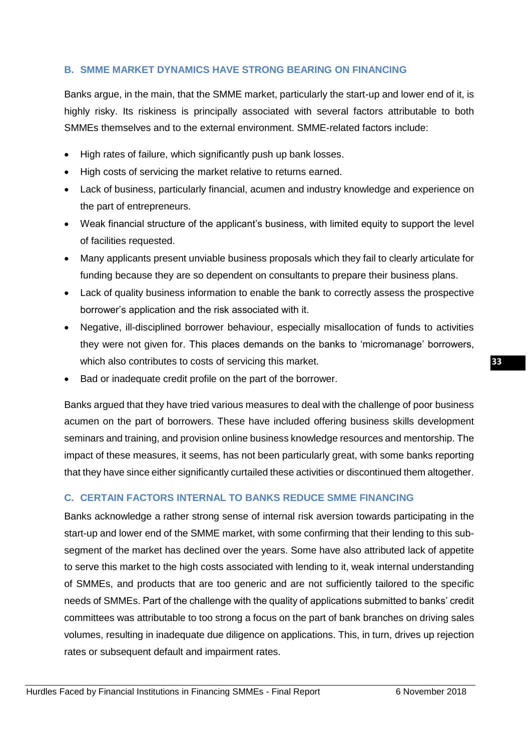### B. SMME MARKET DYNAMICS HAVE STRONG BEARING ON FINANCING

Banks argue, in the main, that the SMME market, particularly the start-up and lower end of it, is highly risky. Its riskiness is principally associated with several factors attributable to both SMMEs themselves and to the external environment. SMME-related factors include:

- High rates of failure, which significantly push up bank losses.
- High costs of servicing the market relative to returns earned.
- Lack of business, particularly financial, acumen and industry knowledge and experience on the part of entrepreneurs.
- Weak financial structure of the applicant's business, with limited equity to support the level of facilities requested.
- Many applicants present unviable business proposals which they fail to clearly articulate for funding because they are so dependent on consultants to prepare their business plans.
- Lack of quality business information to enable the bank to correctly assess the prospective borrower's application and the risk associated with it.
- Negative, ill-disciplined borrower behaviour, especially misallocation of funds to activities they were not given for. This places demands on the banks to 'micromanage' borrowers, which also contributes to costs of servicing this market.
- Bad or inadequate credit profile on the part of the borrower.

Banks argued that they have tried various measures to deal with the challenge of poor business acumen on the part of borrowers. These have included offering business skills development seminars and training, and provision online business knowledge resources and mentorship. The impact of these measures, it seems, has not been particularly great, with some banks reporting that they have since either significantly curtailed these activities or discontinued them altogether.

### C. CERTAIN FACTORS INTERNAL TO BANKS REDUCE SMME FINANCING

Banks acknowledge a rather strong sense of internal risk aversion towards participating in the start-up and lower end of the SMME market, with some confirming that their lending to this sub-segment of the market has declined over the years. Some have also attributed lack of appetite to serve this market to the high costs associated with lending to it, weak internal understanding of SMMEs, and products that are too generic and are not sufficiently tailored to the specific needs of SMMEs. Part of the challenge with the quality of applications submitted to banks' credit committees was attributable to too strong a focus on the part of bank branches on driving sales volumes, resulting in inadequate due diligence on applications. This, in turn, drives up rejection rates or subsequent default and impairment rates.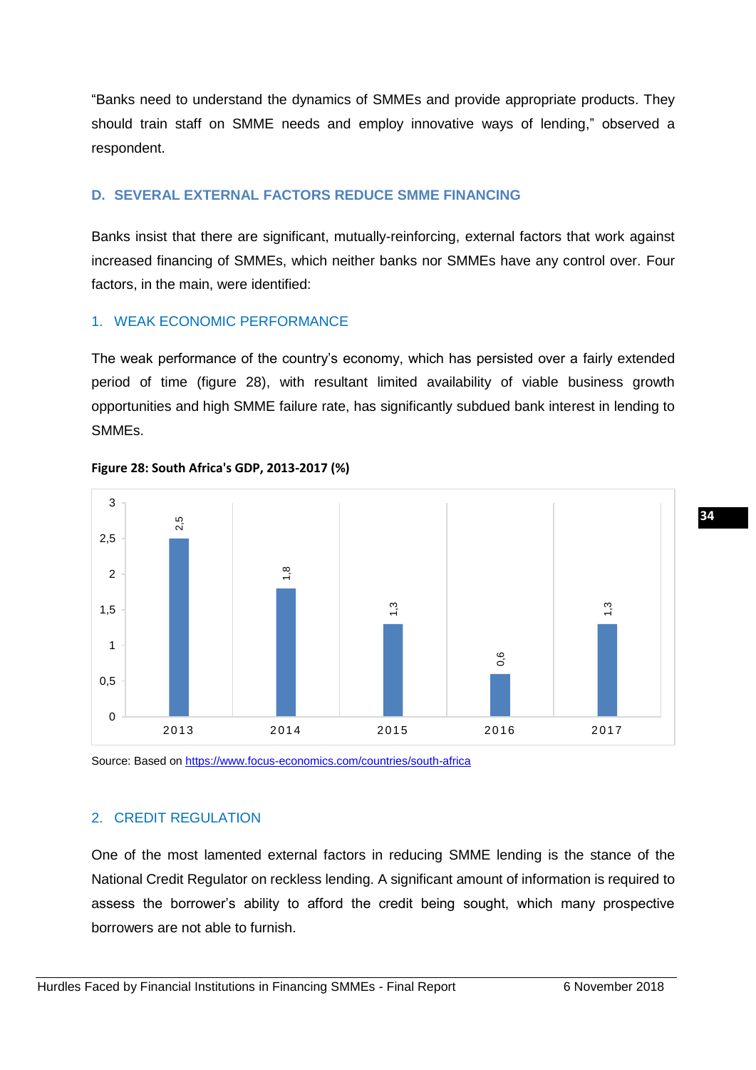"Banks need to understand the dynamics of SMMEs and provide appropriate products. They should train staff on SMME needs and employ innovative ways of lending," observed a respondent.

## D. SEVERAL EXTERNAL FACTORS REDUCE SMME FINANCING

Banks insist that there are significant, mutually-reinforcing, external factors that work against increased financing of SMMEs, which neither banks nor SMMEs have any control over. Four factors, in the main, were identified:

### 1. WEAK ECONOMIC PERFORMANCE

The weak performance of the country's economy, which has persisted over a fairly extended period of time (figure 28), with resultant limited availability of viable business growth opportunities and high SMME failure rate, has significantly subdued bank interest in lending to SMMEs.

**Figure 28: South Africa's GDP, 2013-2017 (%)**

| Year | GDP (%) |
|---|---|
| 2013 | 2,5 |
| 2014 | 1,8 |
| 2015 | 1,3 |
| 2016 | 0,6 |
| 2017 | 1,3 |

Source: Based on https://www.focus-economics.com/countries/south-africa

### 2. CREDIT REGULATION

One of the most lamented external factors in reducing SMME lending is the stance of the National Credit Regulator on reckless lending. A significant amount of information is required to assess the borrower's ability to afford the credit being sought, which many prospective borrowers are not able to furnish.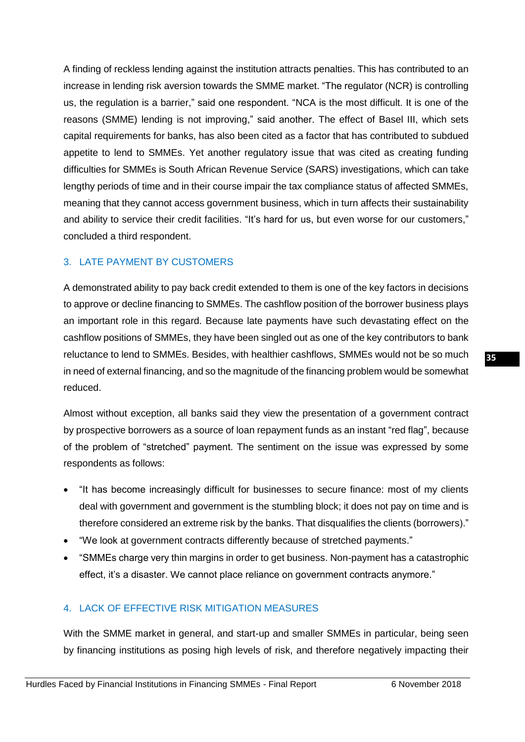A finding of reckless lending against the institution attracts penalties. This has contributed to an increase in lending risk aversion towards the SMME market. "The regulator (NCR) is controlling us, the regulation is a barrier," said one respondent. "NCA is the most difficult. It is one of the reasons (SMME) lending is not improving," said another. The effect of Basel III, which sets capital requirements for banks, has also been cited as a factor that has contributed to subdued appetite to lend to SMMEs. Yet another regulatory issue that was cited as creating funding difficulties for SMMEs is South African Revenue Service (SARS) investigations, which can take lengthy periods of time and in their course impair the tax compliance status of affected SMMEs, meaning that they cannot access government business, which in turn affects their sustainability and ability to service their credit facilities. "It's hard for us, but even worse for our customers," concluded a third respondent.

### 3. LATE PAYMENT BY CUSTOMERS

A demonstrated ability to pay back credit extended to them is one of the key factors in decisions to approve or decline financing to SMMEs. The cashflow position of the borrower business plays an important role in this regard. Because late payments have such devastating effect on the cashflow positions of SMMEs, they have been singled out as one of the key contributors to bank reluctance to lend to SMMEs. Besides, with healthier cashflows, SMMEs would not be so much in need of external financing, and so the magnitude of the financing problem would be somewhat reduced.

Almost without exception, all banks said they view the presentation of a government contract by prospective borrowers as a source of loan repayment funds as an instant "red flag", because of the problem of "stretched" payment. The sentiment on the issue was expressed by some respondents as follows:

- "It has become increasingly difficult for businesses to secure finance: most of my clients deal with government and government is the stumbling block; it does not pay on time and is therefore considered an extreme risk by the banks. That disqualifies the clients (borrowers)."
- "We look at government contracts differently because of stretched payments."
- "SMMEs charge very thin margins in order to get business. Non-payment has a catastrophic effect, it's a disaster. We cannot place reliance on government contracts anymore."

### 4. LACK OF EFFECTIVE RISK MITIGATION MEASURES

With the SMME market in general, and start-up and smaller SMMEs in particular, being seen by financing institutions as posing high levels of risk, and therefore negatively impacting their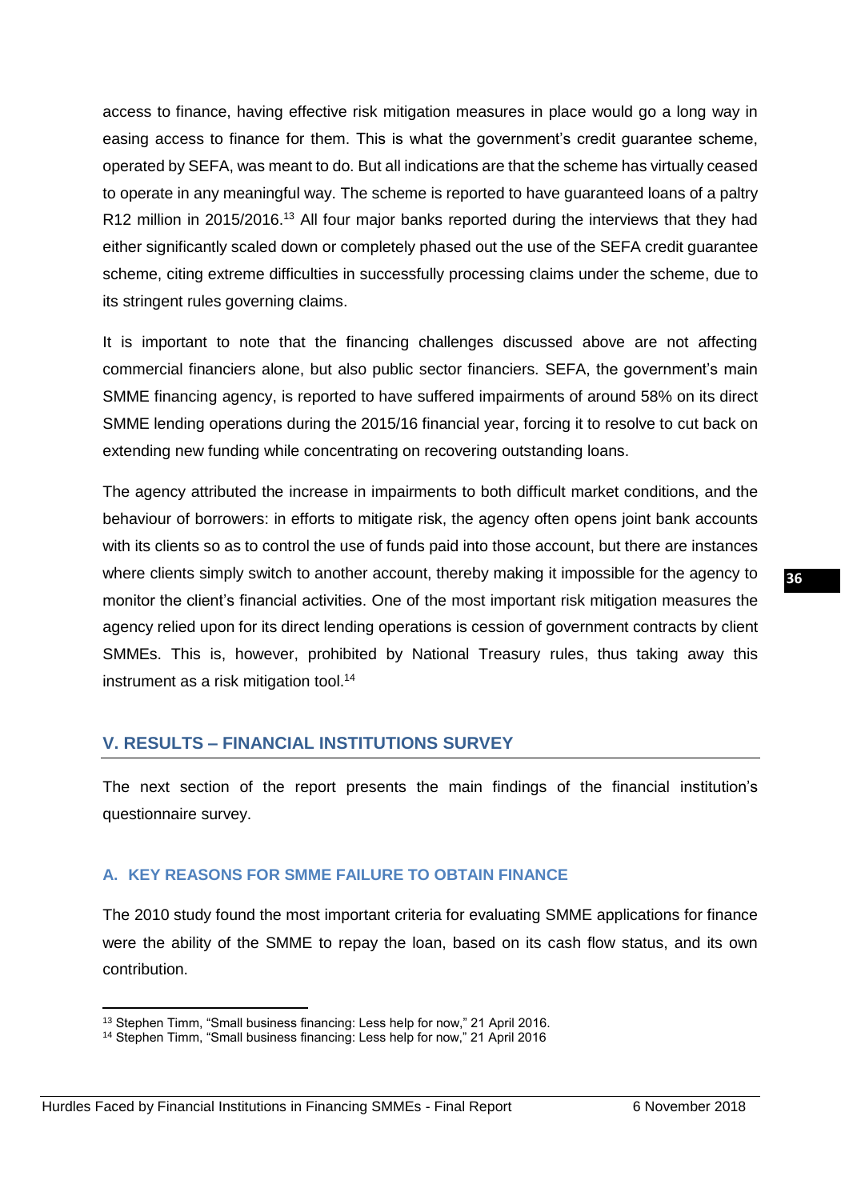access to finance, having effective risk mitigation measures in place would go a long way in easing access to finance for them. This is what the government's credit guarantee scheme, operated by SEFA, was meant to do. But all indications are that the scheme has virtually ceased to operate in any meaningful way. The scheme is reported to have guaranteed loans of a paltry R12 million in 2015/2016.[13] All four major banks reported during the interviews that they had either significantly scaled down or completely phased out the use of the SEFA credit guarantee scheme, citing extreme difficulties in successfully processing claims under the scheme, due to its stringent rules governing claims.

It is important to note that the financing challenges discussed above are not affecting commercial financiers alone, but also public sector financiers. SEFA, the government's main SMME financing agency, is reported to have suffered impairments of around 58% on its direct SMME lending operations during the 2015/16 financial year, forcing it to resolve to cut back on extending new funding while concentrating on recovering outstanding loans.

The agency attributed the increase in impairments to both difficult market conditions, and the behaviour of borrowers: in efforts to mitigate risk, the agency often opens joint bank accounts with its clients so as to control the use of funds paid into those account, but there are instances where clients simply switch to another account, thereby making it impossible for the agency to monitor the client's financial activities. One of the most important risk mitigation measures the agency relied upon for its direct lending operations is cession of government contracts by client SMMEs. This is, however, prohibited by National Treasury rules, thus taking away this instrument as a risk mitigation tool.[14]

## V. RESULTS – FINANCIAL INSTITUTIONS SURVEY

The next section of the report presents the main findings of the financial institution's questionnaire survey.

### A. KEY REASONS FOR SMME FAILURE TO OBTAIN FINANCE

The 2010 study found the most important criteria for evaluating SMME applications for finance were the ability of the SMME to repay the loan, based on its cash flow status, and its own contribution.

---

[13] Stephen Timm, "Small business financing: Less help for now," 21 April 2016.

[14] Stephen Timm, "Small business financing: Less help for now," 21 April 2016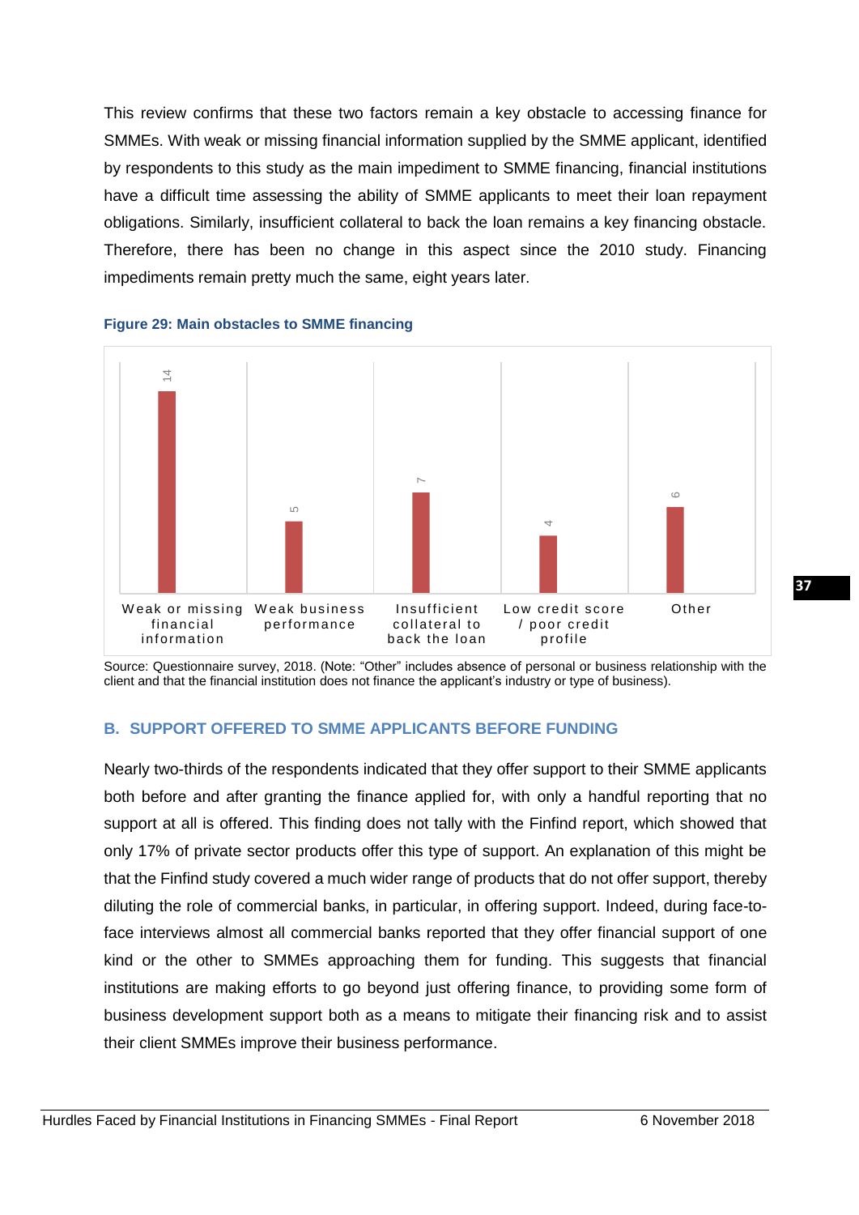This review confirms that these two factors remain a key obstacle to accessing finance for SMMEs. With weak or missing financial information supplied by the SMME applicant, identified by respondents to this study as the main impediment to SMME financing, financial institutions have a difficult time assessing the ability of SMME applicants to meet their loan repayment obligations. Similarly, insufficient collateral to back the loan remains a key financing obstacle. Therefore, there has been no change in this aspect since the 2010 study. Financing impediments remain pretty much the same, eight years later.

**Figure 29: Main obstacles to SMME financing**

| Obstacle | Number |
|---|---|
| Weak or missing financial information | 14 |
| Weak business performance | 5 |
| Insufficient collateral to back the loan | 7 |
| Low credit score / poor credit profile | 4 |
| Other | 6 |

Source: Questionnaire survey, 2018. (Note: “Other” includes absence of personal or business relationship with the client and that the financial institution does not finance the applicant’s industry or type of business).

## B. SUPPORT OFFERED TO SMME APPLICANTS BEFORE FUNDING

Nearly two-thirds of the respondents indicated that they offer support to their SMME applicants both before and after granting the finance applied for, with only a handful reporting that no support at all is offered. This finding does not tally with the Finfind report, which showed that only 17% of private sector products offer this type of support. An explanation of this might be that the Finfind study covered a much wider range of products that do not offer support, thereby diluting the role of commercial banks, in particular, in offering support. Indeed, during face-to-face interviews almost all commercial banks reported that they offer financial support of one kind or the other to SMMEs approaching them for funding. This suggests that financial institutions are making efforts to go beyond just offering finance, to providing some form of business development support both as a means to mitigate their financing risk and to assist their client SMMEs improve their business performance.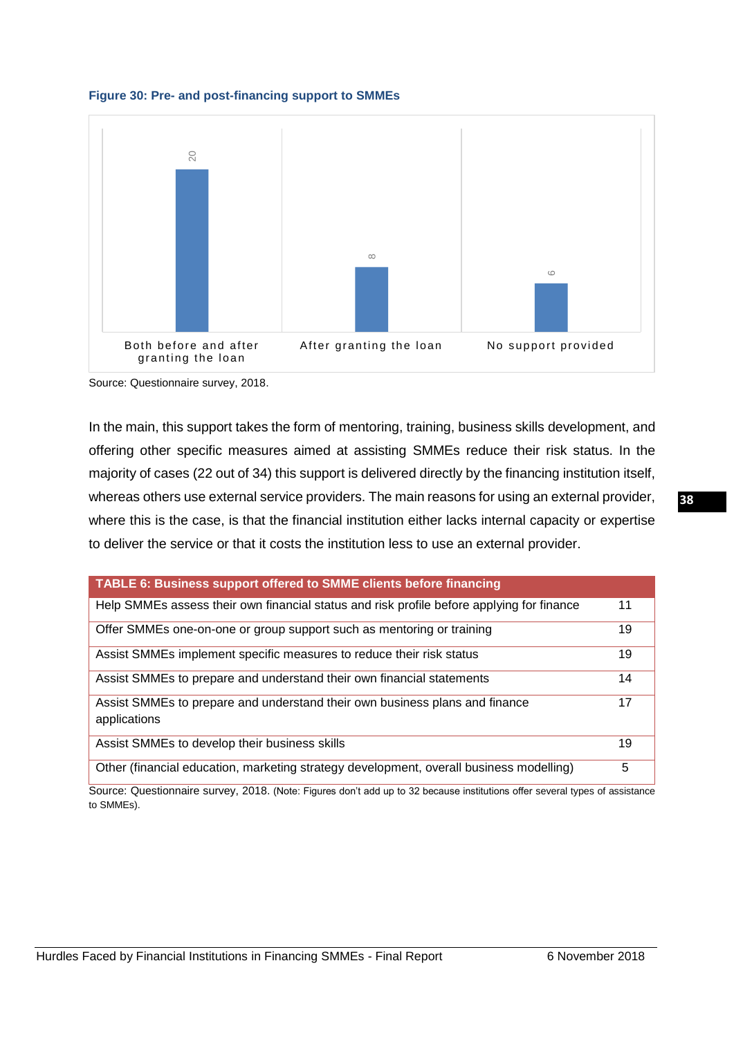**Figure 30: Pre- and post-financing support to SMMEs**

| Category | Value |
|---|---|
| Both before and after granting the loan | 20 |
| After granting the loan | 8 |
| No support provided | 6 |

Source: Questionnaire survey, 2018.

In the main, this support takes the form of mentoring, training, business skills development, and offering other specific measures aimed at assisting SMMEs reduce their risk status. In the majority of cases (22 out of 34) this support is delivered directly by the financing institution itself, whereas others use external service providers. The main reasons for using an external provider, where this is the case, is that the financial institution either lacks internal capacity or expertise to deliver the service or that it costs the institution less to use an external provider.

| TABLE 6: Business support offered to SMME clients before financing | |
|---|---|
| Help SMMEs assess their own financial status and risk profile before applying for finance | 11 |
| Offer SMMEs one-on-one or group support such as mentoring or training | 19 |
| Assist SMMEs implement specific measures to reduce their risk status | 19 |
| Assist SMMEs to prepare and understand their own financial statements | 14 |
| Assist SMMEs to prepare and understand their own business plans and finance applications | 17 |
| Assist SMMEs to develop their business skills | 19 |
| Other (financial education, marketing strategy development, overall business modelling) | 5 |

Source: Questionnaire survey, 2018. (Note: Figures don't add up to 32 because institutions offer several types of assistance to SMMEs).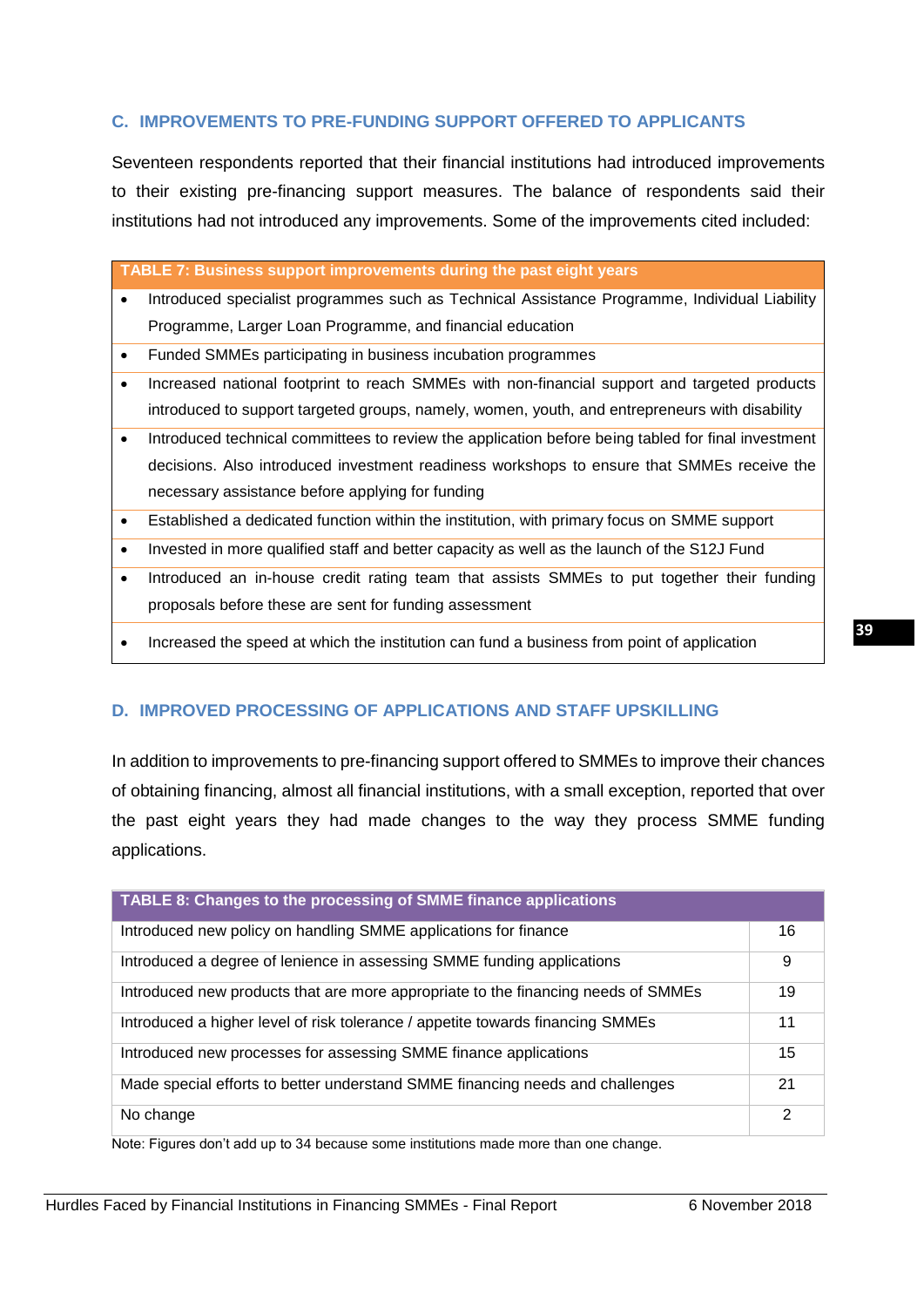## C. IMPROVEMENTS TO PRE-FUNDING SUPPORT OFFERED TO APPLICANTS

Seventeen respondents reported that their financial institutions had introduced improvements to their existing pre-financing support measures. The balance of respondents said their institutions had not introduced any improvements. Some of the improvements cited included:

| TABLE 7: Business support improvements during the past eight years |
|---|
| • Introduced specialist programmes such as Technical Assistance Programme, Individual Liability Programme, Larger Loan Programme, and financial education |
| • Funded SMMEs participating in business incubation programmes |
| • Increased national footprint to reach SMMEs with non-financial support and targeted products introduced to support targeted groups, namely, women, youth, and entrepreneurs with disability |
| • Introduced technical committees to review the application before being tabled for final investment decisions. Also introduced investment readiness workshops to ensure that SMMEs receive the necessary assistance before applying for funding |
| • Established a dedicated function within the institution, with primary focus on SMME support |
| • Invested in more qualified staff and better capacity as well as the launch of the S12J Fund |
| • Introduced an in-house credit rating team that assists SMMEs to put together their funding proposals before these are sent for funding assessment |
| • Increased the speed at which the institution can fund a business from point of application |

## D. IMPROVED PROCESSING OF APPLICATIONS AND STAFF UPSKILLING

In addition to improvements to pre-financing support offered to SMMEs to improve their chances of obtaining financing, almost all financial institutions, with a small exception, reported that over the past eight years they had made changes to the way they process SMME funding applications.

| TABLE 8: Changes to the processing of SMME finance applications | |
|---|---|
| Introduced new policy on handling SMME applications for finance | 16 |
| Introduced a degree of lenience in assessing SMME funding applications | 9 |
| Introduced new products that are more appropriate to the financing needs of SMMEs | 19 |
| Introduced a higher level of risk tolerance / appetite towards financing SMMEs | 11 |
| Introduced new processes for assessing SMME finance applications | 15 |
| Made special efforts to better understand SMME financing needs and challenges | 21 |
| No change | 2 |

Note: Figures don't add up to 34 because some institutions made more than one change.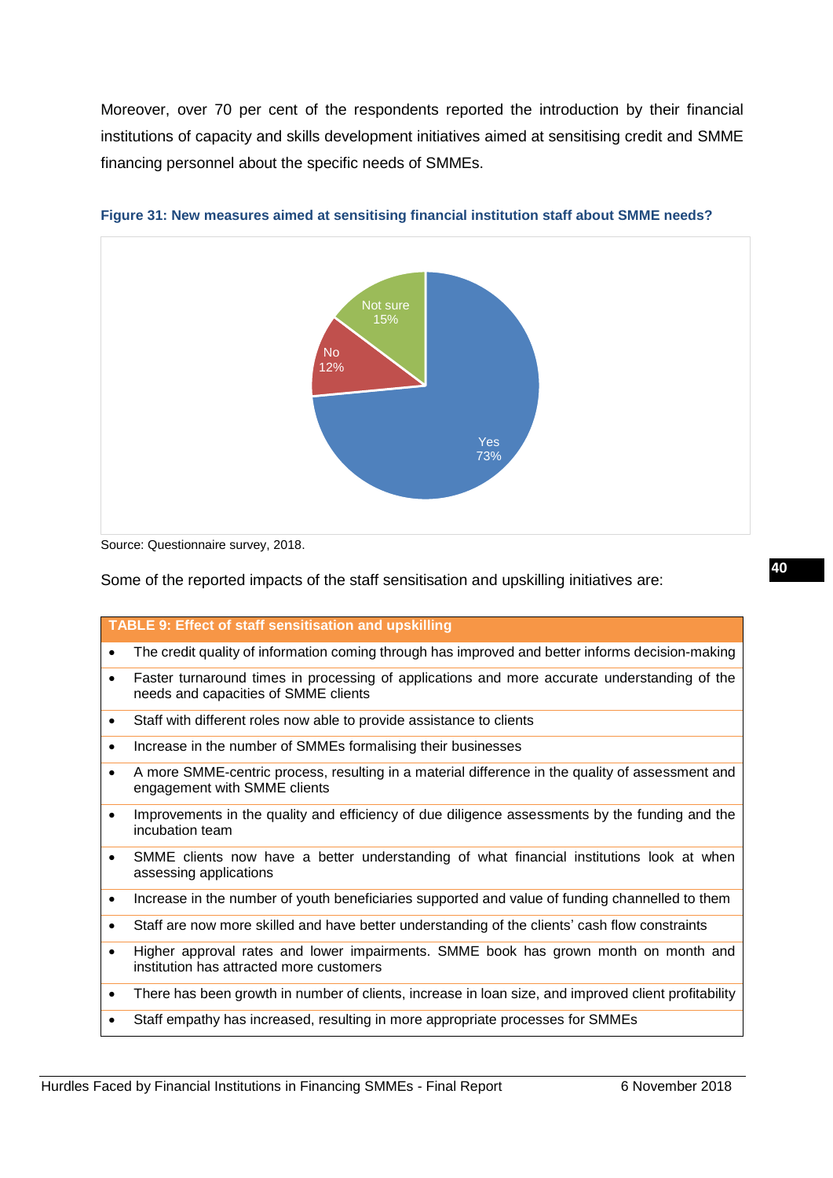Moreover, over 70 per cent of the respondents reported the introduction by their financial institutions of capacity and skills development initiatives aimed at sensitising credit and SMME financing personnel about the specific needs of SMMEs.

**Figure 31: New measures aimed at sensitising financial institution staff about SMME needs?**

| Response | Percentage |
|---|---|
| Yes | 73% |
| No | 12% |
| Not sure | 15% |

Source: Questionnaire survey, 2018.

Some of the reported impacts of the staff sensitisation and upskilling initiatives are:

| TABLE 9: Effect of staff sensitisation and upskilling |
|---|
| • The credit quality of information coming through has improved and better informs decision-making |
| • Faster turnaround times in processing of applications and more accurate understanding of the needs and capacities of SMME clients |
| • Staff with different roles now able to provide assistance to clients |
| • Increase in the number of SMMEs formalising their businesses |
| • A more SMME-centric process, resulting in a material difference in the quality of assessment and engagement with SMME clients |
| • Improvements in the quality and efficiency of due diligence assessments by the funding and the incubation team |
| • SMME clients now have a better understanding of what financial institutions look at when assessing applications |
| • Increase in the number of youth beneficiaries supported and value of funding channelled to them |
| • Staff are now more skilled and have better understanding of the clients' cash flow constraints |
| • Higher approval rates and lower impairments. SMME book has grown month on month and institution has attracted more customers |
| • There has been growth in number of clients, increase in loan size, and improved client profitability |
| • Staff empathy has increased, resulting in more appropriate processes for SMMEs |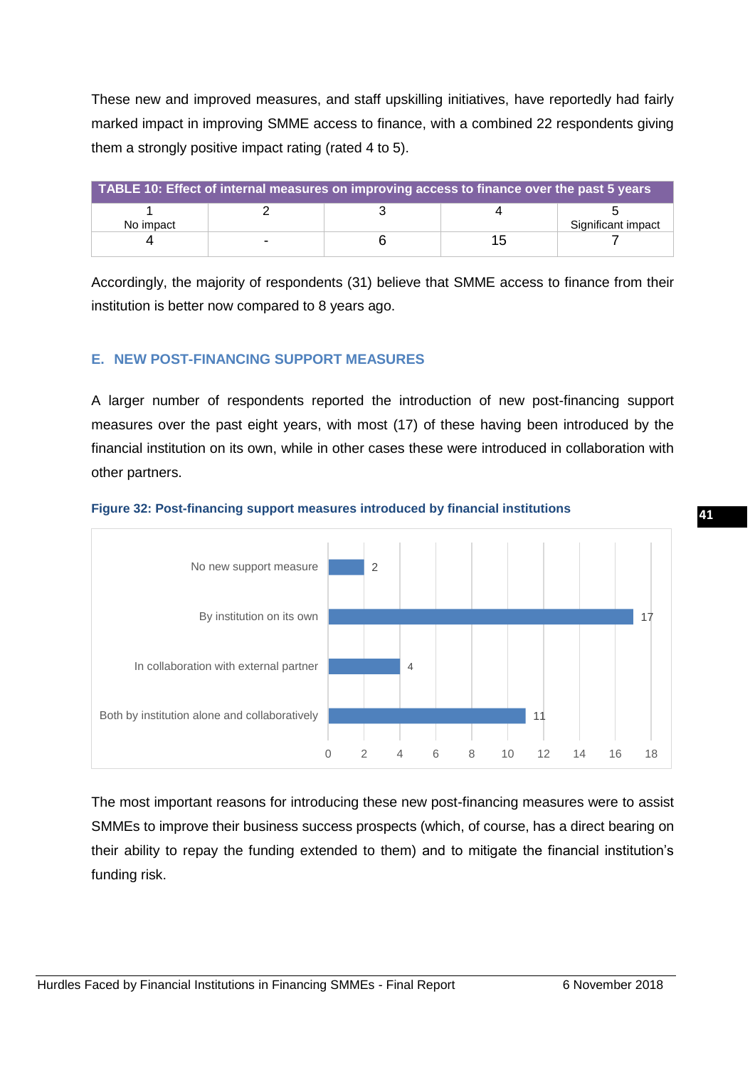These new and improved measures, and staff upskilling initiatives, have reportedly had fairly marked impact in improving SMME access to finance, with a combined 22 respondents giving them a strongly positive impact rating (rated 4 to 5).

**TABLE 10: Effect of internal measures on improving access to finance over the past 5 years**

| 1<br>No impact | 2 | 3 | 4 | 5<br>Significant impact |
|---|---|---|---|---|
| 4 | - | 6 | 15 | 7 |

Accordingly, the majority of respondents (31) believe that SMME access to finance from their institution is better now compared to 8 years ago.

## E. NEW POST-FINANCING SUPPORT MEASURES

A larger number of respondents reported the introduction of new post-financing support measures over the past eight years, with most (17) of these having been introduced by the financial institution on its own, while in other cases these were introduced in collaboration with other partners.

**Figure 32: Post-financing support measures introduced by financial institutions**

| Measure | Number |
|---|---|
| No new support measure | 2 |
| By institution on its own | 17 |
| In collaboration with external partner | 4 |
| Both by institution alone and collaboratively | 11 |

The most important reasons for introducing these new post-financing measures were to assist SMMEs to improve their business success prospects (which, of course, has a direct bearing on their ability to repay the funding extended to them) and to mitigate the financial institution's funding risk.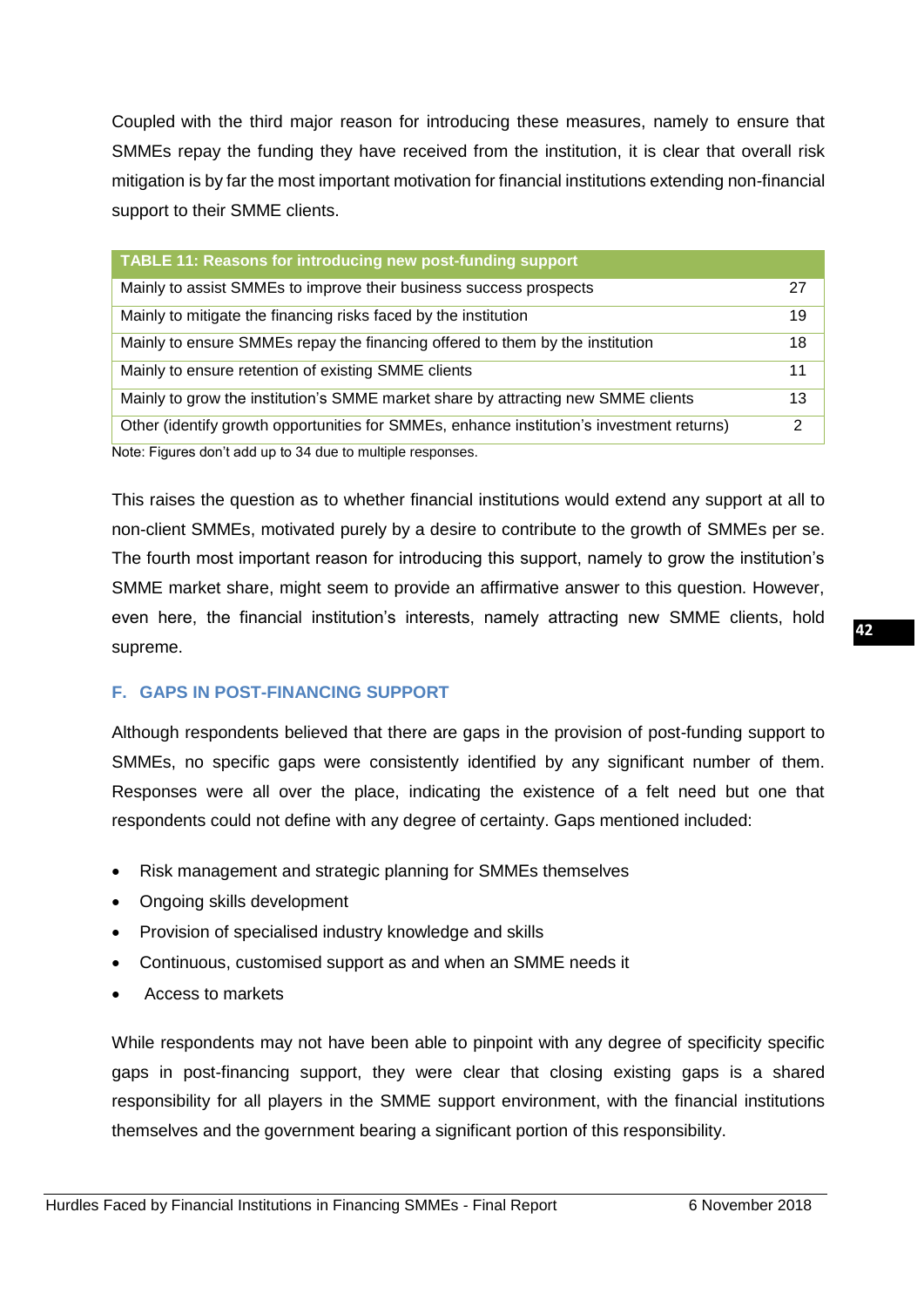Coupled with the third major reason for introducing these measures, namely to ensure that SMMEs repay the funding they have received from the institution, it is clear that overall risk mitigation is by far the most important motivation for financial institutions extending non-financial support to their SMME clients.

| TABLE 11: Reasons for introducing new post-funding support | |
|---|---|
| Mainly to assist SMMEs to improve their business success prospects | 27 |
| Mainly to mitigate the financing risks faced by the institution | 19 |
| Mainly to ensure SMMEs repay the financing offered to them by the institution | 18 |
| Mainly to ensure retention of existing SMME clients | 11 |
| Mainly to grow the institution's SMME market share by attracting new SMME clients | 13 |
| Other (identify growth opportunities for SMMEs, enhance institution's investment returns) | 2 |

Note: Figures don't add up to 34 due to multiple responses.

This raises the question as to whether financial institutions would extend any support at all to non-client SMMEs, motivated purely by a desire to contribute to the growth of SMMEs per se. The fourth most important reason for introducing this support, namely to grow the institution's SMME market share, might seem to provide an affirmative answer to this question. However, even here, the financial institution's interests, namely attracting new SMME clients, hold supreme.

## F. GAPS IN POST-FINANCING SUPPORT

Although respondents believed that there are gaps in the provision of post-funding support to SMMEs, no specific gaps were consistently identified by any significant number of them. Responses were all over the place, indicating the existence of a felt need but one that respondents could not define with any degree of certainty. Gaps mentioned included:

- Risk management and strategic planning for SMMEs themselves
- Ongoing skills development
- Provision of specialised industry knowledge and skills
- Continuous, customised support as and when an SMME needs it
- Access to markets

While respondents may not have been able to pinpoint with any degree of specificity specific gaps in post-financing support, they were clear that closing existing gaps is a shared responsibility for all players in the SMME support environment, with the financial institutions themselves and the government bearing a significant portion of this responsibility.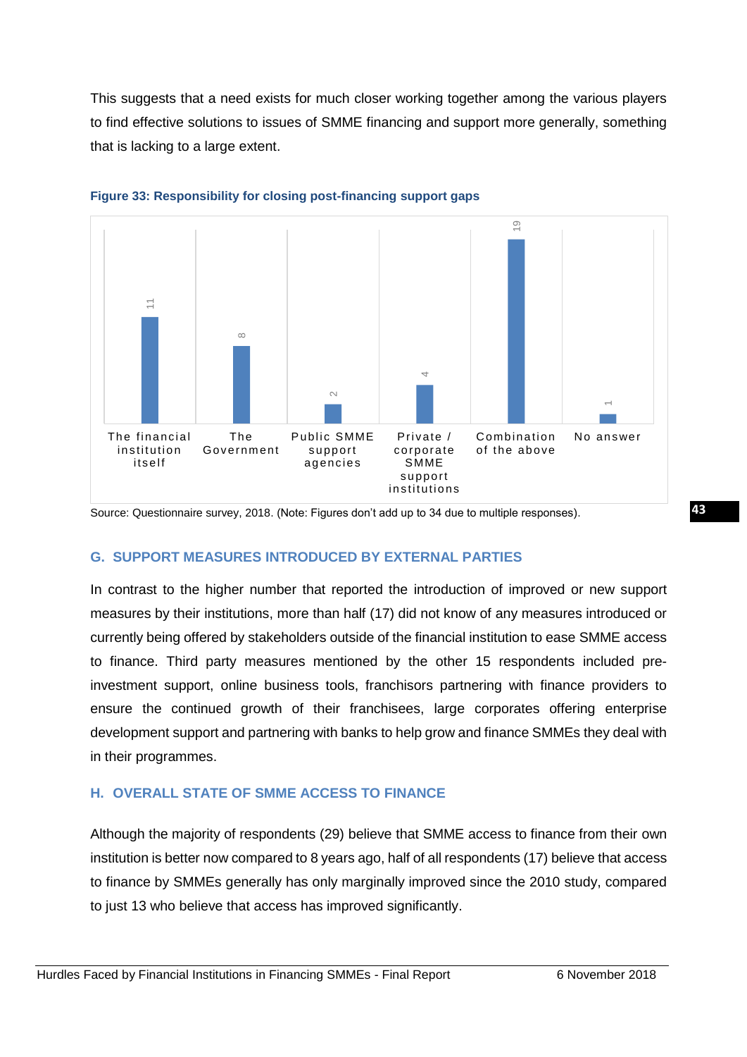This suggests that a need exists for much closer working together among the various players to find effective solutions to issues of SMME financing and support more generally, something that is lacking to a large extent.

**Figure 33: Responsibility for closing post-financing support gaps**

| Category | Responses |
| --- | --- |
| The financial institution itself | 11 |
| The Government | 8 |
| Public SMME support agencies | 2 |
| Private / corporate SMME support institutions | 4 |
| Combination of the above | 19 |
| No answer | 1 |

Source: Questionnaire survey, 2018. (Note: Figures don't add up to 34 due to multiple responses).

## G. SUPPORT MEASURES INTRODUCED BY EXTERNAL PARTIES

In contrast to the higher number that reported the introduction of improved or new support measures by their institutions, more than half (17) did not know of any measures introduced or currently being offered by stakeholders outside of the financial institution to ease SMME access to finance. Third party measures mentioned by the other 15 respondents included pre-investment support, online business tools, franchisors partnering with finance providers to ensure the continued growth of their franchisees, large corporates offering enterprise development support and partnering with banks to help grow and finance SMMEs they deal with in their programmes.

## H. OVERALL STATE OF SMME ACCESS TO FINANCE

Although the majority of respondents (29) believe that SMME access to finance from their own institution is better now compared to 8 years ago, half of all respondents (17) believe that access to finance by SMMEs generally has only marginally improved since the 2010 study, compared to just 13 who believe that access has improved significantly.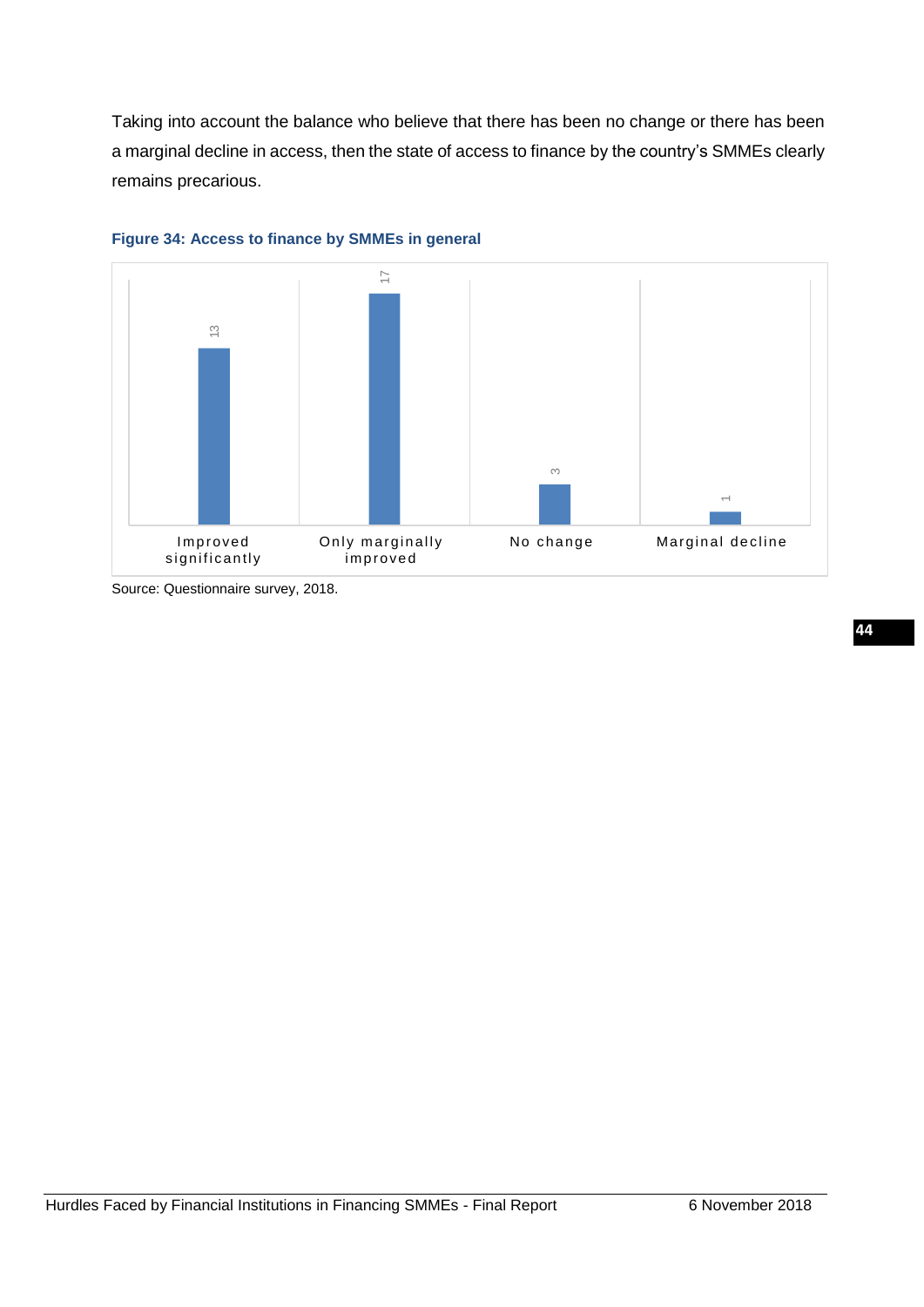Taking into account the balance who believe that there has been no change or there has been a marginal decline in access, then the state of access to finance by the country's SMMEs clearly remains precarious.

**Figure 34: Access to finance by SMMEs in general**

| Improved significantly | Only marginally improved | No change | Marginal decline |
|---|---|---|---|
| 13 | 17 | 3 | 1 |

Source: Questionnaire survey, 2018.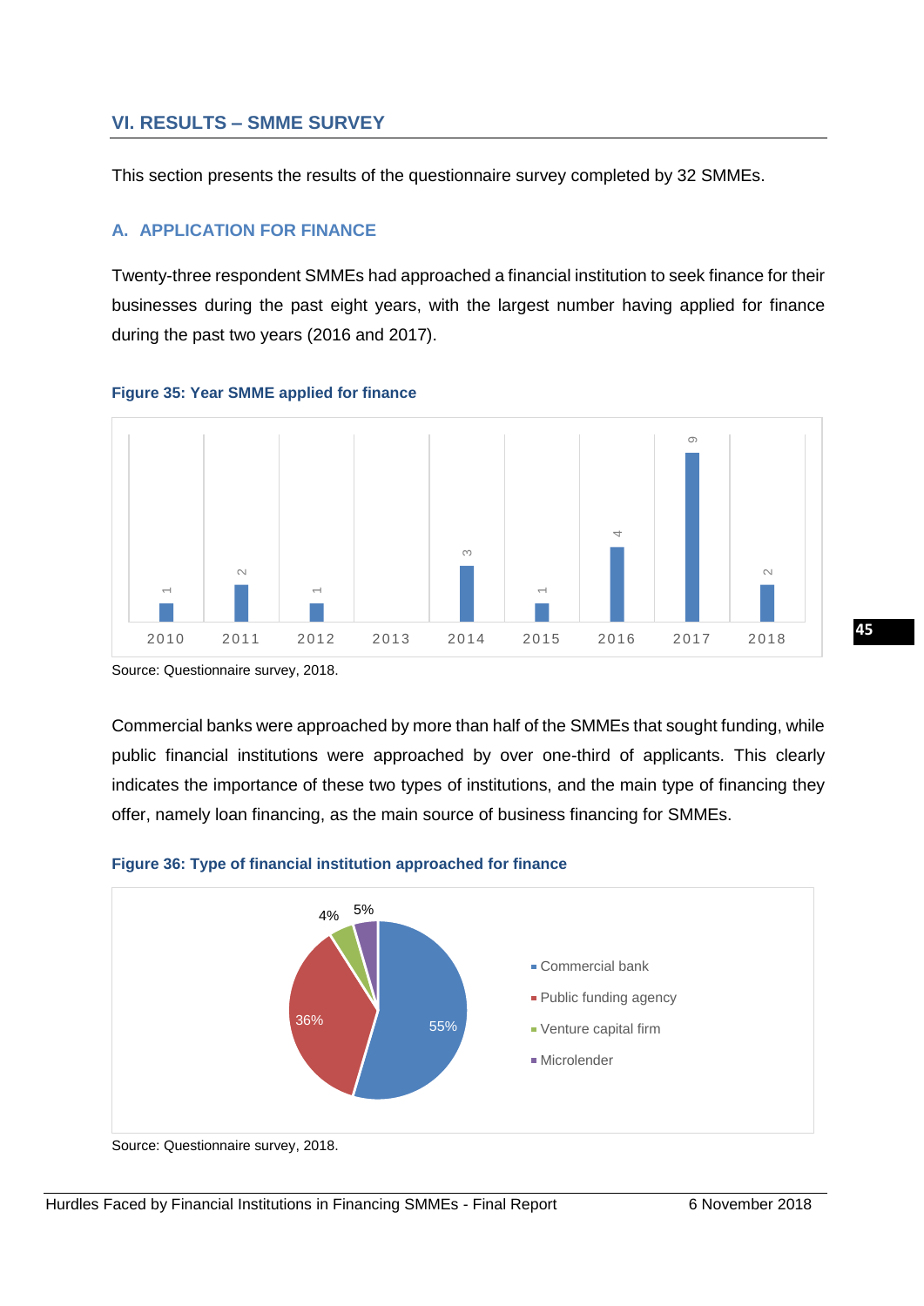## VI. RESULTS – SMME SURVEY

This section presents the results of the questionnaire survey completed by 32 SMMEs.

### A. APPLICATION FOR FINANCE

Twenty-three respondent SMMEs had approached a financial institution to seek finance for their businesses during the past eight years, with the largest number having applied for finance during the past two years (2016 and 2017).

**Figure 35: Year SMME applied for finance**

| 2010 | 2011 | 2012 | 2013 | 2014 | 2015 | 2016 | 2017 | 2018 |
|---|---|---|---|---|---|---|---|---|
| 1 | 2 | 1 | | 3 | 1 | 4 | 9 | 2 |

Source: Questionnaire survey, 2018.

Commercial banks were approached by more than half of the SMMEs that sought funding, while public financial institutions were approached by over one-third of applicants. This clearly indicates the importance of these two types of institutions, and the main type of financing they offer, namely loan financing, as the main source of business financing for SMMEs.

**Figure 36: Type of financial institution approached for finance**

| Type | % |
|---|---|
| Commercial bank | 55% |
| Public funding agency | 36% |
| Venture capital firm | 4% |
| Microlender | 5% |

Source: Questionnaire survey, 2018.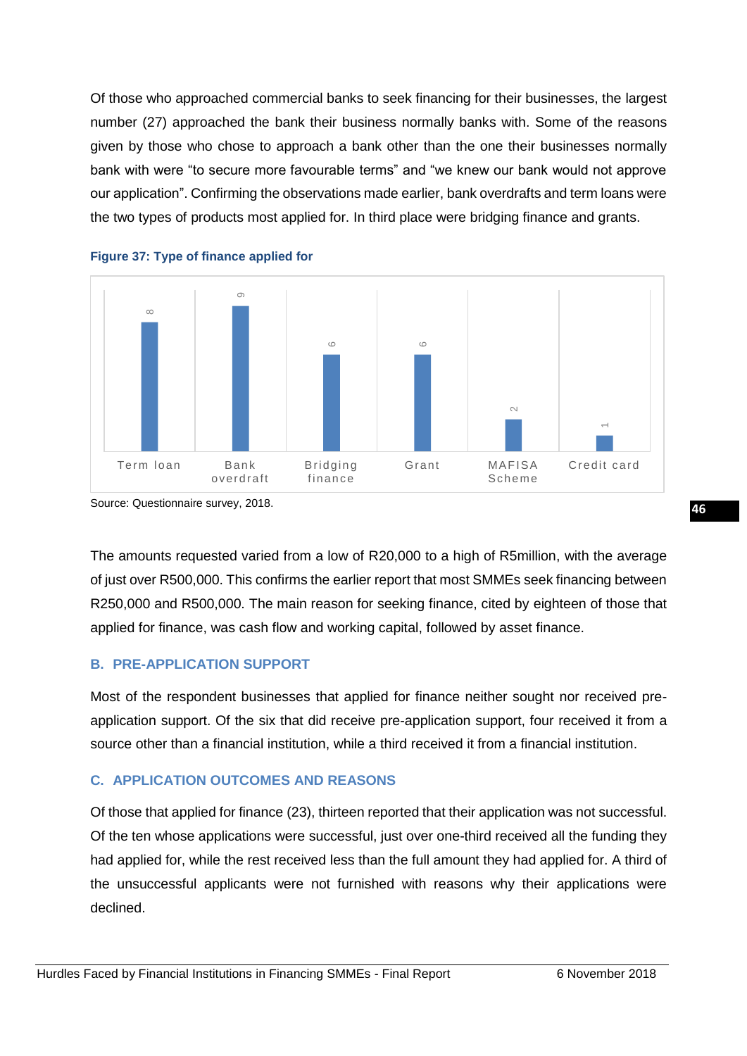Of those who approached commercial banks to seek financing for their businesses, the largest number (27) approached the bank their business normally banks with. Some of the reasons given by those who chose to approach a bank other than the one their businesses normally bank with were “to secure more favourable terms” and “we knew our bank would not approve our application”. Confirming the observations made earlier, bank overdrafts and term loans were the two types of products most applied for. In third place were bridging finance and grants.

**Figure 37: Type of finance applied for**

| Type of finance | Number |
|---|---|
| Term loan | 8 |
| Bank overdraft | 9 |
| Bridging finance | 6 |
| Grant | 6 |
| MAFISA Scheme | 2 |
| Credit card | 1 |

Source: Questionnaire survey, 2018.

The amounts requested varied from a low of R20,000 to a high of R5million, with the average of just over R500,000. This confirms the earlier report that most SMMEs seek financing between R250,000 and R500,000. The main reason for seeking finance, cited by eighteen of those that applied for finance, was cash flow and working capital, followed by asset finance.

### B. PRE-APPLICATION SUPPORT

Most of the respondent businesses that applied for finance neither sought nor received pre-application support. Of the six that did receive pre-application support, four received it from a source other than a financial institution, while a third received it from a financial institution.

### C. APPLICATION OUTCOMES AND REASONS

Of those that applied for finance (23), thirteen reported that their application was not successful. Of the ten whose applications were successful, just over one-third received all the funding they had applied for, while the rest received less than the full amount they had applied for. A third of the unsuccessful applicants were not furnished with reasons why their applications were declined.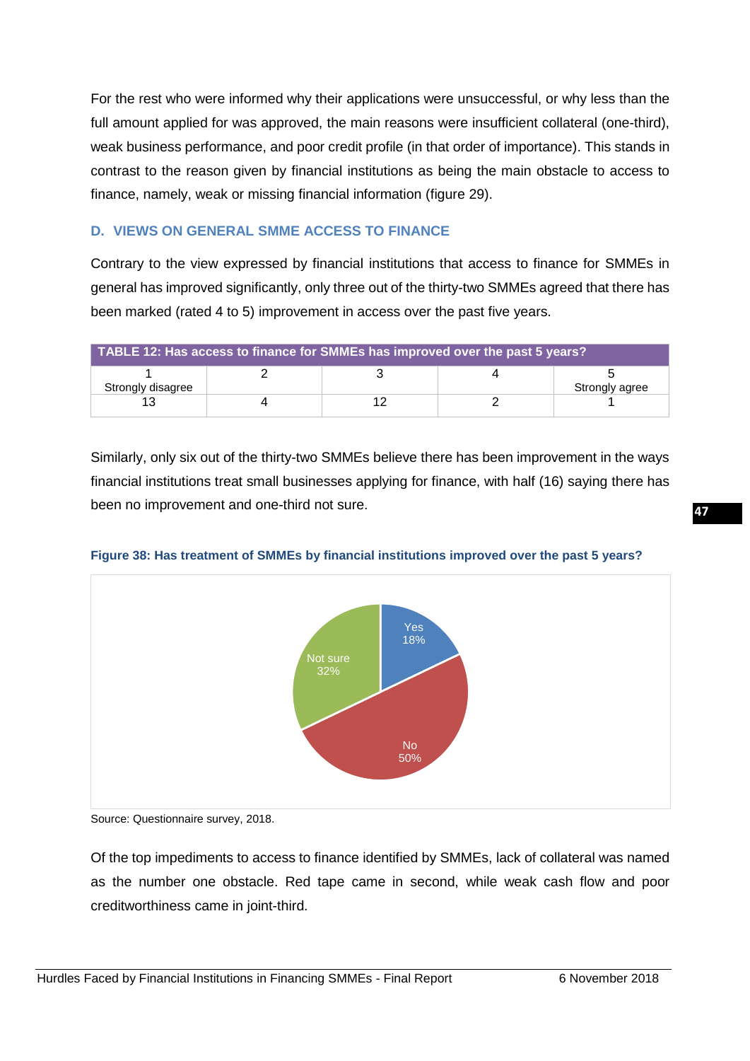For the rest who were informed why their applications were unsuccessful, or why less than the full amount applied for was approved, the main reasons were insufficient collateral (one-third), weak business performance, and poor credit profile (in that order of importance). This stands in contrast to the reason given by financial institutions as being the main obstacle to access to finance, namely, weak or missing financial information (figure 29).

## D. VIEWS ON GENERAL SMME ACCESS TO FINANCE

Contrary to the view expressed by financial institutions that access to finance for SMMEs in general has improved significantly, only three out of the thirty-two SMMEs agreed that there has been marked (rated 4 to 5) improvement in access over the past five years.

**TABLE 12: Has access to finance for SMMEs has improved over the past 5 years?**

| 1<br>Strongly disagree | 2 | 3 | 4 | 5<br>Strongly agree |
|---|---|---|---|---|
| 13 | 4 | 12 | 2 | 1 |

Similarly, only six out of the thirty-two SMMEs believe there has been improvement in the ways financial institutions treat small businesses applying for finance, with half (16) saying there has been no improvement and one-third not sure.

**Figure 38: Has treatment of SMMEs by financial institutions improved over the past 5 years?**

| Response | Share |
|---|---|
| Yes | 18% |
| No | 50% |
| Not sure | 32% |

Source: Questionnaire survey, 2018.

Of the top impediments to access to finance identified by SMMEs, lack of collateral was named as the number one obstacle. Red tape came in second, while weak cash flow and poor creditworthiness came in joint-third.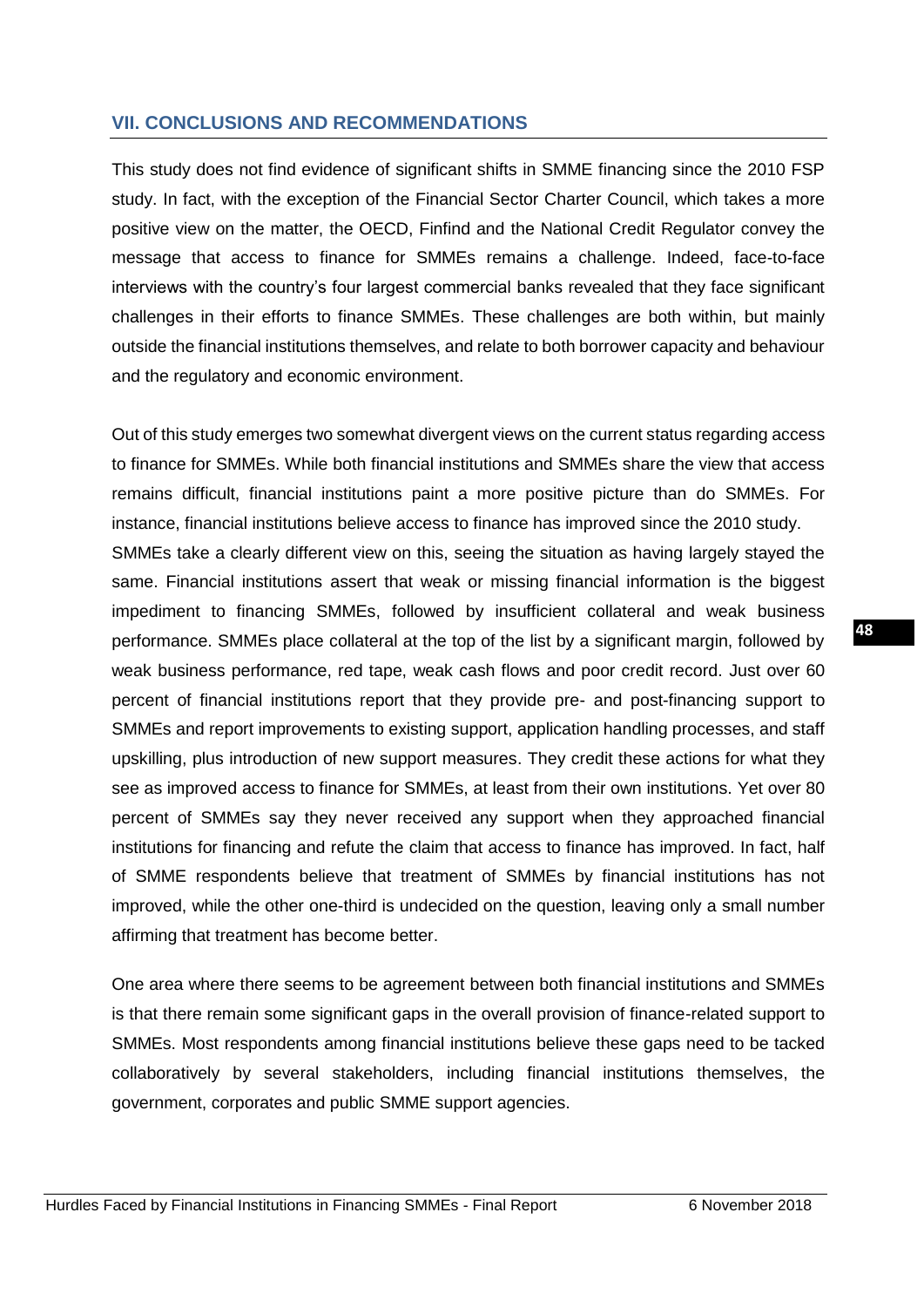## VII. CONCLUSIONS AND RECOMMENDATIONS

This study does not find evidence of significant shifts in SMME financing since the 2010 FSP study. In fact, with the exception of the Financial Sector Charter Council, which takes a more positive view on the matter, the OECD, Finfind and the National Credit Regulator convey the message that access to finance for SMMEs remains a challenge. Indeed, face-to-face interviews with the country's four largest commercial banks revealed that they face significant challenges in their efforts to finance SMMEs. These challenges are both within, but mainly outside the financial institutions themselves, and relate to both borrower capacity and behaviour and the regulatory and economic environment.

Out of this study emerges two somewhat divergent views on the current status regarding access to finance for SMMEs. While both financial institutions and SMMEs share the view that access remains difficult, financial institutions paint a more positive picture than do SMMEs. For instance, financial institutions believe access to finance has improved since the 2010 study. SMMEs take a clearly different view on this, seeing the situation as having largely stayed the same. Financial institutions assert that weak or missing financial information is the biggest impediment to financing SMMEs, followed by insufficient collateral and weak business performance. SMMEs place collateral at the top of the list by a significant margin, followed by weak business performance, red tape, weak cash flows and poor credit record. Just over 60 percent of financial institutions report that they provide pre- and post-financing support to SMMEs and report improvements to existing support, application handling processes, and staff upskilling, plus introduction of new support measures. They credit these actions for what they see as improved access to finance for SMMEs, at least from their own institutions. Yet over 80 percent of SMMEs say they never received any support when they approached financial institutions for financing and refute the claim that access to finance has improved. In fact, half of SMME respondents believe that treatment of SMMEs by financial institutions has not improved, while the other one-third is undecided on the question, leaving only a small number affirming that treatment has become better.

One area where there seems to be agreement between both financial institutions and SMMEs is that there remain some significant gaps in the overall provision of finance-related support to SMMEs. Most respondents among financial institutions believe these gaps need to be tacked collaboratively by several stakeholders, including financial institutions themselves, the government, corporates and public SMME support agencies.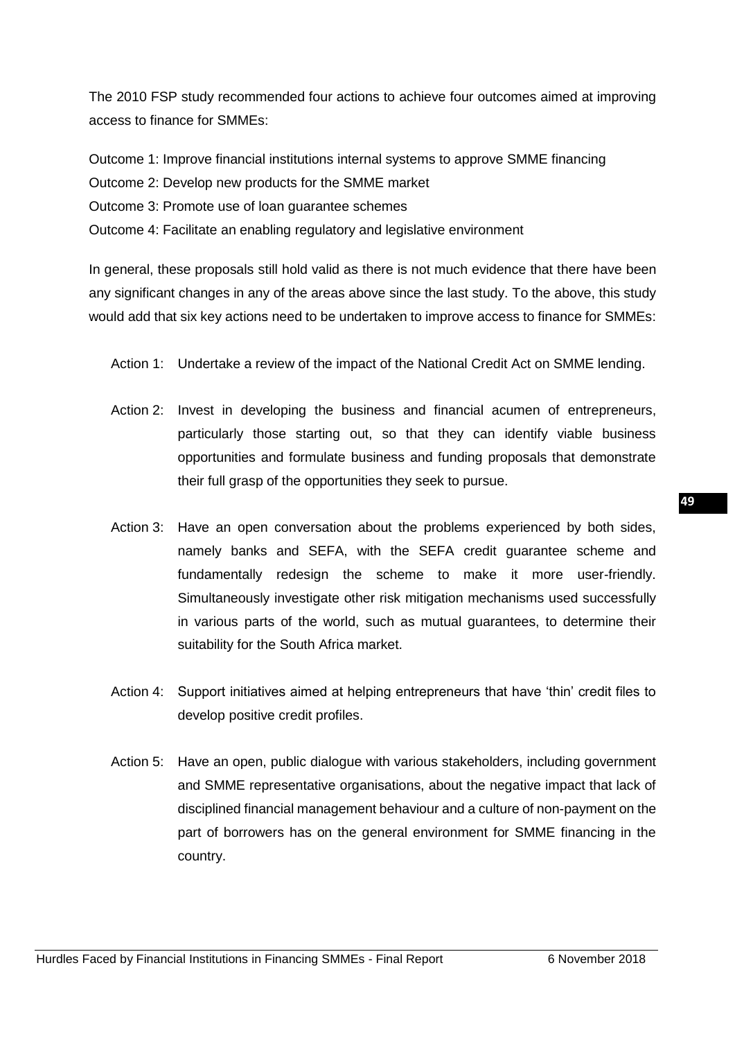The 2010 FSP study recommended four actions to achieve four outcomes aimed at improving access to finance for SMMEs:

Outcome 1: Improve financial institutions internal systems to approve SMME financing
Outcome 2: Develop new products for the SMME market
Outcome 3: Promote use of loan guarantee schemes
Outcome 4: Facilitate an enabling regulatory and legislative environment

In general, these proposals still hold valid as there is not much evidence that there have been any significant changes in any of the areas above since the last study. To the above, this study would add that six key actions need to be undertaken to improve access to finance for SMMEs:

Action 1: Undertake a review of the impact of the National Credit Act on SMME lending.

Action 2: Invest in developing the business and financial acumen of entrepreneurs, particularly those starting out, so that they can identify viable business opportunities and formulate business and funding proposals that demonstrate their full grasp of the opportunities they seek to pursue.

Action 3: Have an open conversation about the problems experienced by both sides, namely banks and SEFA, with the SEFA credit guarantee scheme and fundamentally redesign the scheme to make it more user-friendly. Simultaneously investigate other risk mitigation mechanisms used successfully in various parts of the world, such as mutual guarantees, to determine their suitability for the South Africa market.

Action 4: Support initiatives aimed at helping entrepreneurs that have 'thin' credit files to develop positive credit profiles.

Action 5: Have an open, public dialogue with various stakeholders, including government and SMME representative organisations, about the negative impact that lack of disciplined financial management behaviour and a culture of non-payment on the part of borrowers has on the general environment for SMME financing in the country.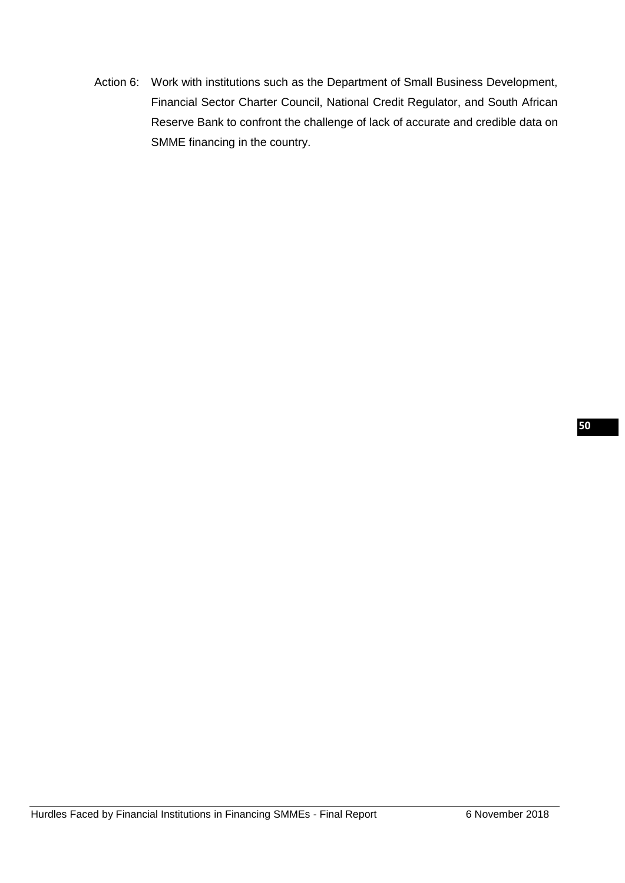Action 6: Work with institutions such as the Department of Small Business Development, Financial Sector Charter Council, National Credit Regulator, and South African Reserve Bank to confront the challenge of lack of accurate and credible data on SMME financing in the country.